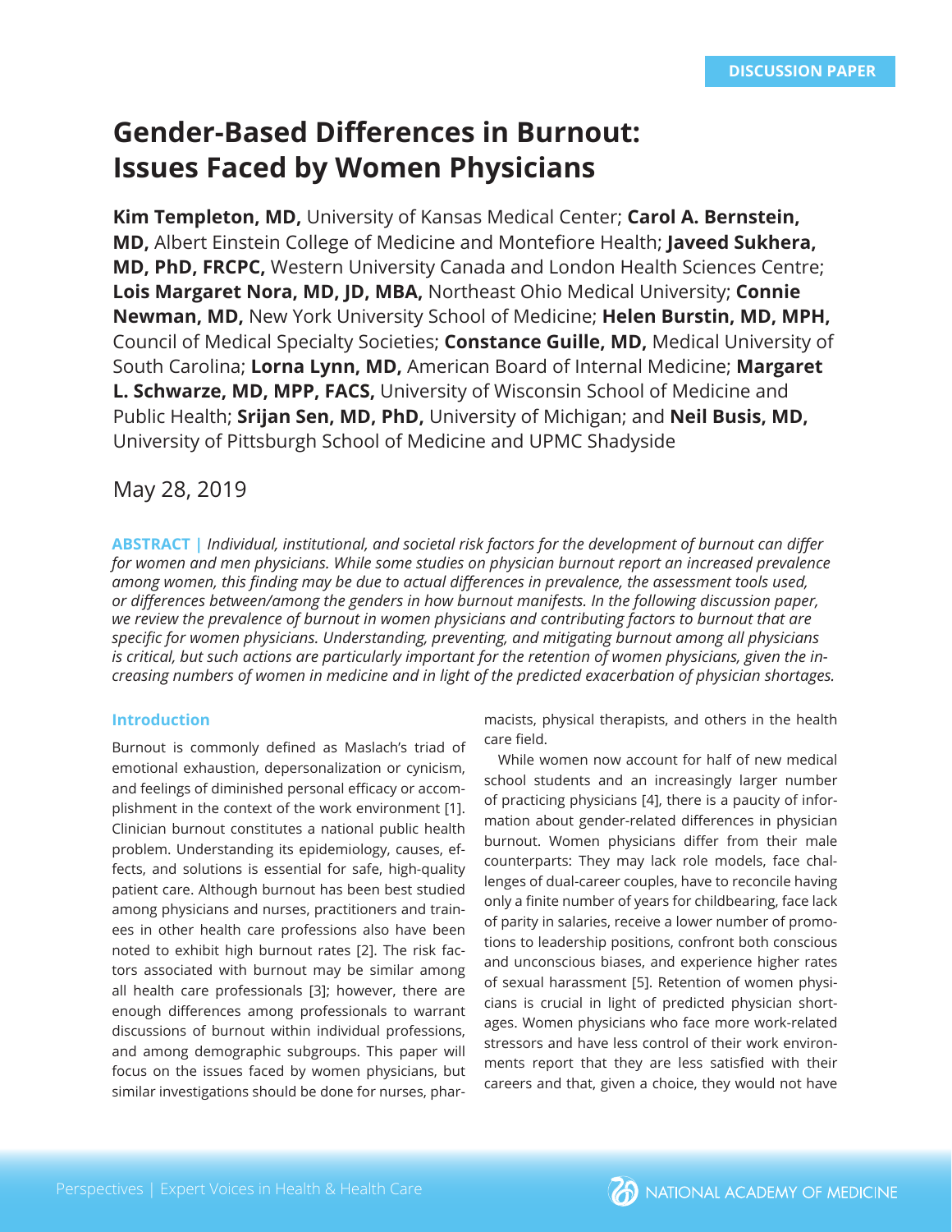DISCUSSION PAPER

# Gender-Based Differences in Burnout: Issues Faced by Women Physicians

**Kim Templeton, MD,** University of Kansas Medical Center; **Carol A. Bernstein, MD,** Albert Einstein College of Medicine and Montefiore Health; **Javeed Sukhera, MD, PhD, FRCPC,** Western University Canada and London Health Sciences Centre; **Lois Margaret Nora, MD, JD, MBA,** Northeast Ohio Medical University; **Connie Newman, MD,** New York University School of Medicine; **Helen Burstin, MD, MPH,** Council of Medical Specialty Societies; **Constance Guille, MD,** Medical University of South Carolina; **Lorna Lynn, MD,** American Board of Internal Medicine; **Margaret L. Schwarze, MD, MPP, FACS,** University of Wisconsin School of Medicine and Public Health; **Srijan Sen, MD, PhD,** University of Michigan; and **Neil Busis, MD,** University of Pittsburgh School of Medicine and UPMC Shadyside

May 28, 2019

**ABSTRACT |** *Individual, institutional, and societal risk factors for the development of burnout can differ for women and men physicians. While some studies on physician burnout report an increased prevalence among women, this finding may be due to actual differences in prevalence, the assessment tools used, or differences between/among the genders in how burnout manifests. In the following discussion paper, we review the prevalence of burnout in women physicians and contributing factors to burnout that are specific for women physicians. Understanding, preventing, and mitigating burnout among all physicians is critical, but such actions are particularly important for the retention of women physicians, given the increasing numbers of women in medicine and in light of the predicted exacerbation of physician shortages.*

## Introduction

Burnout is commonly defined as Maslach's triad of emotional exhaustion, depersonalization or cynicism, and feelings of diminished personal efficacy or accomplishment in the context of the work environment [1]. Clinician burnout constitutes a national public health problem. Understanding its epidemiology, causes, effects, and solutions is essential for safe, high-quality patient care. Although burnout has been best studied among physicians and nurses, practitioners and trainees in other health care professions also have been noted to exhibit high burnout rates [2]. The risk factors associated with burnout may be similar among all health care professionals [3]; however, there are enough differences among professionals to warrant discussions of burnout within individual professions, and among demographic subgroups. This paper will focus on the issues faced by women physicians, but similar investigations should be done for nurses, pharmacists, physical therapists, and others in the health care field.

While women now account for half of new medical school students and an increasingly larger number of practicing physicians [4], there is a paucity of information about gender-related differences in physician burnout. Women physicians differ from their male counterparts: They may lack role models, face challenges of dual-career couples, have to reconcile having only a finite number of years for childbearing, face lack of parity in salaries, receive a lower number of promotions to leadership positions, confront both conscious and unconscious biases, and experience higher rates of sexual harassment [5]. Retention of women physicians is crucial in light of predicted physician shortages. Women physicians who face more work-related stressors and have less control of their work environments report that they are less satisfied with their careers and that, given a choice, they would not have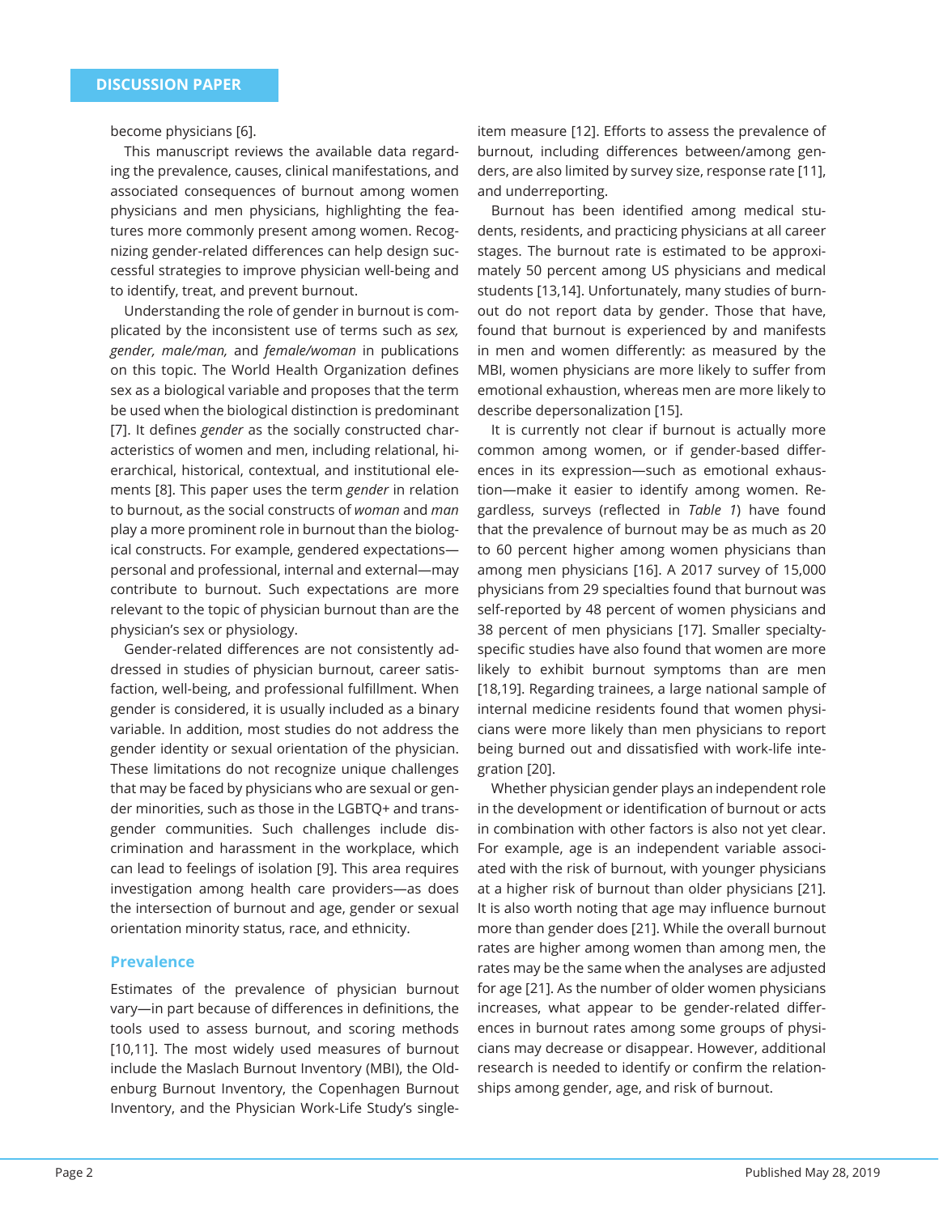become physicians [6].

This manuscript reviews the available data regarding the prevalence, causes, clinical manifestations, and associated consequences of burnout among women physicians and men physicians, highlighting the features more commonly present among women. Recognizing gender-related differences can help design successful strategies to improve physician well-being and to identify, treat, and prevent burnout.

Understanding the role of gender in burnout is complicated by the inconsistent use of terms such as *sex, gender, male/man,* and *female/woman* in publications on this topic. The World Health Organization defines sex as a biological variable and proposes that the term be used when the biological distinction is predominant [7]. It defines *gender* as the socially constructed characteristics of women and men, including relational, hierarchical, historical, contextual, and institutional elements [8]. This paper uses the term *gender* in relation to burnout, as the social constructs of *woman* and *man* play a more prominent role in burnout than the biological constructs. For example, gendered expectations—personal and professional, internal and external—may contribute to burnout. Such expectations are more relevant to the topic of physician burnout than are the physician's sex or physiology.

Gender-related differences are not consistently addressed in studies of physician burnout, career satisfaction, well-being, and professional fulfillment. When gender is considered, it is usually included as a binary variable. In addition, most studies do not address the gender identity or sexual orientation of the physician. These limitations do not recognize unique challenges that may be faced by physicians who are sexual or gender minorities, such as those in the LGBTQ+ and transgender communities. Such challenges include discrimination and harassment in the workplace, which can lead to feelings of isolation [9]. This area requires investigation among health care providers—as does the intersection of burnout and age, gender or sexual orientation minority status, race, and ethnicity.

## Prevalence

Estimates of the prevalence of physician burnout vary—in part because of differences in definitions, the tools used to assess burnout, and scoring methods [10,11]. The most widely used measures of burnout include the Maslach Burnout Inventory (MBI), the Oldenburg Burnout Inventory, the Copenhagen Burnout Inventory, and the Physician Work-Life Study's single-item measure [12]. Efforts to assess the prevalence of burnout, including differences between/among genders, are also limited by survey size, response rate [11], and underreporting.

Burnout has been identified among medical students, residents, and practicing physicians at all career stages. The burnout rate is estimated to be approximately 50 percent among US physicians and medical students [13,14]. Unfortunately, many studies of burnout do not report data by gender. Those that have, found that burnout is experienced by and manifests in men and women differently: as measured by the MBI, women physicians are more likely to suffer from emotional exhaustion, whereas men are more likely to describe depersonalization [15].

It is currently not clear if burnout is actually more common among women, or if gender-based differences in its expression—such as emotional exhaustion—make it easier to identify among women. Regardless, surveys (reflected in *Table 1*) have found that the prevalence of burnout may be as much as 20 to 60 percent higher among women physicians than among men physicians [16]. A 2017 survey of 15,000 physicians from 29 specialties found that burnout was self-reported by 48 percent of women physicians and 38 percent of men physicians [17]. Smaller specialty-specific studies have also found that women are more likely to exhibit burnout symptoms than are men [18,19]. Regarding trainees, a large national sample of internal medicine residents found that women physicians were more likely than men physicians to report being burned out and dissatisfied with work-life integration [20].

Whether physician gender plays an independent role in the development or identification of burnout or acts in combination with other factors is also not yet clear. For example, age is an independent variable associated with the risk of burnout, with younger physicians at a higher risk of burnout than older physicians [21]. It is also worth noting that age may influence burnout more than gender does [21]. While the overall burnout rates are higher among women than among men, the rates may be the same when the analyses are adjusted for age [21]. As the number of older women physicians increases, what appear to be gender-related differences in burnout rates among some groups of physicians may decrease or disappear. However, additional research is needed to identify or confirm the relationships among gender, age, and risk of burnout.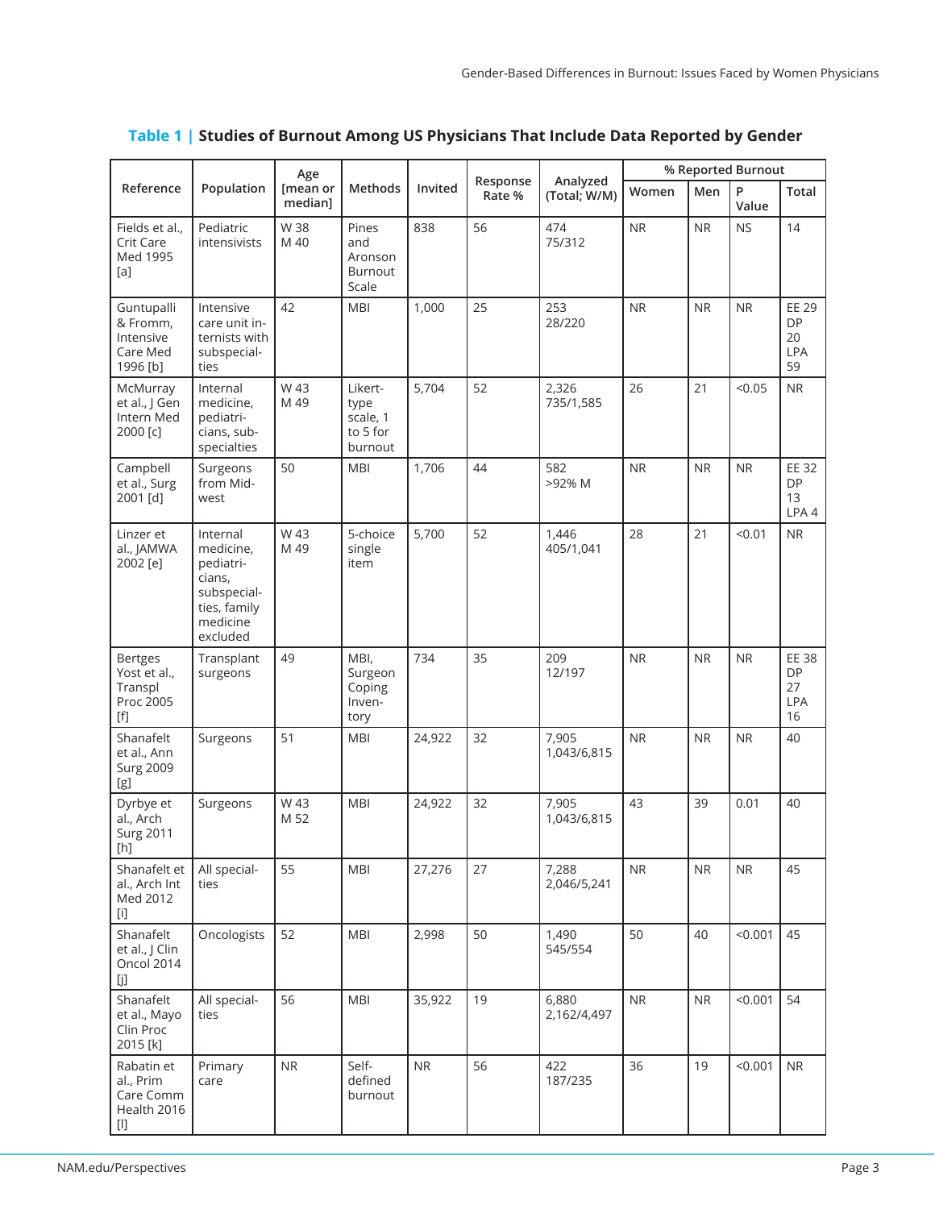**Table 1 | Studies of Burnout Among US Physicians That Include Data Reported by Gender**

| Reference | Population | Age [mean or median] | Methods | Invited | Response Rate % | Analyzed (Total; W/M) | % Reported Burnout | | | |
|---|---|---|---|---|---|---|---|---|---|---|
| | | | | | | | Women | Men | P Value | Total |
| Fields et al., Crit Care Med 1995 [a] | Pediatric intensivists | W 38<br>M 40 | Pines and Aronson Burnout Scale | 838 | 56 | 474<br>75/312 | NR | NR | NS | 14 |
| Guntupalli & Fromm, Intensive Care Med 1996 [b] | Intensive care unit internists with subspecialties | 42 | MBI | 1,000 | 25 | 253<br>28/220 | NR | NR | NR | EE 29<br>DP 20<br>LPA 59 |
| McMurray et al., J Gen Intern Med 2000 [c] | Internal medicine, pediatricians, subspecialties | W 43<br>M 49 | Likert-type scale, 1 to 5 for burnout | 5,704 | 52 | 2,326<br>735/1,585 | 26 | 21 | <0.05 | NR |
| Campbell et al., Surg 2001 [d] | Surgeons from Midwest | 50 | MBI | 1,706 | 44 | 582<br>>92% M | NR | NR | NR | EE 32<br>DP 13<br>LPA 4 |
| Linzer et al., JAMWA 2002 [e] | Internal medicine, pediatricians, subspecialties, family medicine excluded | W 43<br>M 49 | 5-choice single item | 5,700 | 52 | 1,446<br>405/1,041 | 28 | 21 | <0.01 | NR |
| Bertges Yost et al., Transpl Proc 2005 [f] | Transplant surgeons | 49 | MBI, Surgeon Coping Inventory | 734 | 35 | 209<br>12/197 | NR | NR | NR | EE 38<br>DP 27<br>LPA 16 |
| Shanafelt et al., Ann Surg 2009 [g] | Surgeons | 51 | MBI | 24,922 | 32 | 7,905<br>1,043/6,815 | NR | NR | NR | 40 |
| Dyrbye et al., Arch Surg 2011 [h] | Surgeons | W 43<br>M 52 | MBI | 24,922 | 32 | 7,905<br>1,043/6,815 | 43 | 39 | 0.01 | 40 |
| Shanafelt et al., Arch Int Med 2012 [i] | All specialties | 55 | MBI | 27,276 | 27 | 7,288<br>2,046/5,241 | NR | NR | NR | 45 |
| Shanafelt et al., J Clin Oncol 2014 [j] | Oncologists | 52 | MBI | 2,998 | 50 | 1,490<br>545/554 | 50 | 40 | <0.001 | 45 |
| Shanafelt et al., Mayo Clin Proc 2015 [k] | All specialties | 56 | MBI | 35,922 | 19 | 6,880<br>2,162/4,497 | NR | NR | <0.001 | 54 |
| Rabatin et al., Prim Care Comm Health 2016 [l] | Primary care | NR | Self-defined burnout | NR | 56 | 422<br>187/235 | 36 | 19 | <0.001 | NR |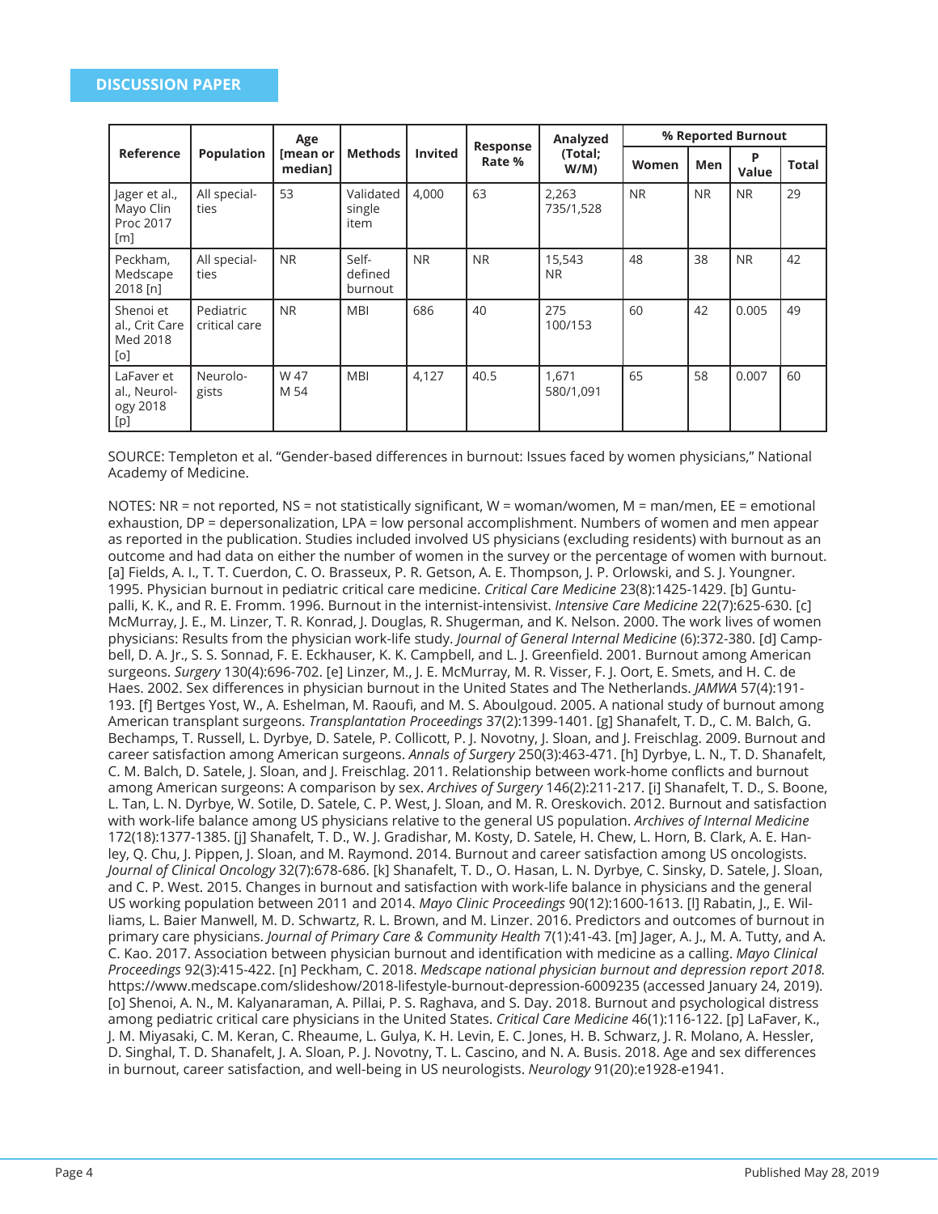**DISCUSSION PAPER**

| Reference | Population | Age [mean or median] | Methods | Invited | Response Rate % | Analyzed (Total; W/M) | % Reported Burnout | | | |
|---|---|---|---|---|---|---|---|---|---|---|
| | | | | | | | Women | Men | P Value | Total |
| Jager et al., Mayo Clin Proc 2017 [m] | All specialties | 53 | Validated single item | 4,000 | 63 | 2,263 735/1,528 | NR | NR | NR | 29 |
| Peckham, Medscape 2018 [n] | All specialties | NR | Self-defined burnout | NR | NR | 15,543 NR | 48 | 38 | NR | 42 |
| Shenoi et al., Crit Care Med 2018 [o] | Pediatric critical care | NR | MBI | 686 | 40 | 275 100/153 | 60 | 42 | 0.005 | 49 |
| LaFaver et al., Neurology 2018 [p] | Neurologists | W 47 M 54 | MBI | 4,127 | 40.5 | 1,671 580/1,091 | 65 | 58 | 0.007 | 60 |

SOURCE: Templeton et al. "Gender-based differences in burnout: Issues faced by women physicians," National Academy of Medicine.

NOTES: NR = not reported, NS = not statistically significant, W = woman/women, M = man/men, EE = emotional exhaustion, DP = depersonalization, LPA = low personal accomplishment. Numbers of women and men appear as reported in the publication. Studies included involved US physicians (excluding residents) with burnout as an outcome and had data on either the number of women in the survey or the percentage of women with burnout. [a] Fields, A. I., T. T. Cuerdon, C. O. Brasseux, P. R. Getson, A. E. Thompson, J. P. Orlowski, and S. J. Youngner. 1995. Physician burnout in pediatric critical care medicine. *Critical Care Medicine* 23(8):1425-1429. [b] Guntupalli, K. K., and R. E. Fromm. 1996. Burnout in the internist-intensivist. *Intensive Care Medicine* 22(7):625-630. [c] McMurray, J. E., M. Linzer, T. R. Konrad, J. Douglas, R. Shugerman, and K. Nelson. 2000. The work lives of women physicians: Results from the physician work-life study. *Journal of General Internal Medicine* (6):372-380. [d] Campbell, D. A. Jr., S. S. Sonnad, F. E. Eckhauser, K. K. Campbell, and L. J. Greenfield. 2001. Burnout among American surgeons. *Surgery* 130(4):696-702. [e] Linzer, M., J. E. McMurray, M. R. Visser, F. J. Oort, E. Smets, and H. C. de Haes. 2002. Sex differences in physician burnout in the United States and The Netherlands. *JAMWA* 57(4):191-193. [f] Bertges Yost, W., A. Eshelman, M. Raoufi, and M. S. Aboulgoud. 2005. A national study of burnout among American transplant surgeons. *Transplantation Proceedings* 37(2):1399-1401. [g] Shanafelt, T. D., C. M. Balch, G. Bechamps, T. Russell, L. Dyrbye, D. Satele, P. Collicott, P. J. Novotny, J. Sloan, and J. Freischlag. 2009. Burnout and career satisfaction among American surgeons. *Annals of Surgery* 250(3):463-471. [h] Dyrbye, L. N., T. D. Shanafelt, C. M. Balch, D. Satele, J. Sloan, and J. Freischlag. 2011. Relationship between work-home conflicts and burnout among American surgeons: A comparison by sex. *Archives of Surgery* 146(2):211-217. [i] Shanafelt, T. D., S. Boone, L. Tan, L. N. Dyrbye, W. Sotile, D. Satele, C. P. West, J. Sloan, and M. R. Oreskovich. 2012. Burnout and satisfaction with work-life balance among US physicians relative to the general US population. *Archives of Internal Medicine* 172(18):1377-1385. [j] Shanafelt, T. D., W. J. Gradishar, M. Kosty, D. Satele, H. Chew, L. Horn, B. Clark, A. E. Hanley, Q. Chu, J. Pippen, J. Sloan, and M. Raymond. 2014. Burnout and career satisfaction among US oncologists. *Journal of Clinical Oncology* 32(7):678-686. [k] Shanafelt, T. D., O. Hasan, L. N. Dyrbye, C. Sinsky, D. Satele, J. Sloan, and C. P. West. 2015. Changes in burnout and satisfaction with work-life balance in physicians and the general US working population between 2011 and 2014. *Mayo Clinic Proceedings* 90(12):1600-1613. [l] Rabatin, J., E. Williams, L. Baier Manwell, M. D. Schwartz, R. L. Brown, and M. Linzer. 2016. Predictors and outcomes of burnout in primary care physicians. *Journal of Primary Care & Community Health* 7(1):41-43. [m] Jager, A. J., M. A. Tutty, and A. C. Kao. 2017. Association between physician burnout and identification with medicine as a calling. *Mayo Clinical Proceedings* 92(3):415-422. [n] Peckham, C. 2018. *Medscape national physician burnout and depression report 2018.* https://www.medscape.com/slideshow/2018-lifestyle-burnout-depression-6009235 (accessed January 24, 2019). [o] Shenoi, A. N., M. Kalyanaraman, A. Pillai, P. S. Raghava, and S. Day. 2018. Burnout and psychological distress among pediatric critical care physicians in the United States. *Critical Care Medicine* 46(1):116-122. [p] LaFaver, K., J. M. Miyasaki, C. M. Keran, C. Rheaume, L. Gulya, K. H. Levin, E. C. Jones, H. B. Schwarz, J. R. Molano, A. Hessler, D. Singhal, T. D. Shanafelt, J. A. Sloan, P. J. Novotny, T. L. Cascino, and N. A. Busis. 2018. Age and sex differences in burnout, career satisfaction, and well-being in US neurologists. *Neurology* 91(20):e1928-e1941.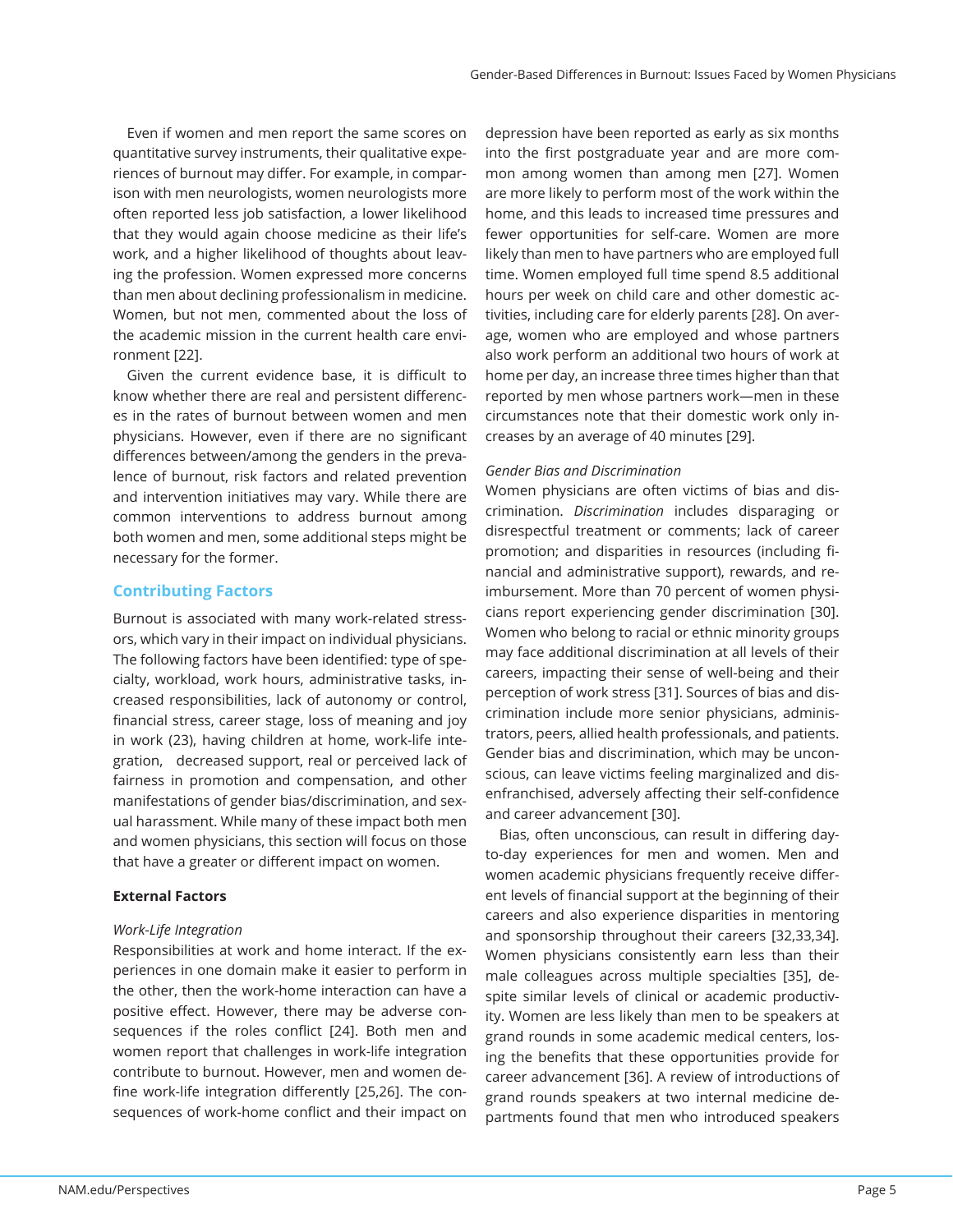Even if women and men report the same scores on quantitative survey instruments, their qualitative experiences of burnout may differ. For example, in comparison with men neurologists, women neurologists more often reported less job satisfaction, a lower likelihood that they would again choose medicine as their life's work, and a higher likelihood of thoughts about leaving the profession. Women expressed more concerns than men about declining professionalism in medicine. Women, but not men, commented about the loss of the academic mission in the current health care environment [22].

Given the current evidence base, it is difficult to know whether there are real and persistent differences in the rates of burnout between women and men physicians. However, even if there are no significant differences between/among the genders in the prevalence of burnout, risk factors and related prevention and intervention initiatives may vary. While there are common interventions to address burnout among both women and men, some additional steps might be necessary for the former.

## Contributing Factors

Burnout is associated with many work-related stressors, which vary in their impact on individual physicians. The following factors have been identified: type of specialty, workload, work hours, administrative tasks, increased responsibilities, lack of autonomy or control, financial stress, career stage, loss of meaning and joy in work (23), having children at home, work-life integration, decreased support, real or perceived lack of fairness in promotion and compensation, and other manifestations of gender bias/discrimination, and sexual harassment. While many of these impact both men and women physicians, this section will focus on those that have a greater or different impact on women.

### External Factors

*Work-Life Integration*

Responsibilities at work and home interact. If the experiences in one domain make it easier to perform in the other, then the work-home interaction can have a positive effect. However, there may be adverse consequences if the roles conflict [24]. Both men and women report that challenges in work-life integration contribute to burnout. However, men and women define work-life integration differently [25,26]. The consequences of work-home conflict and their impact on depression have been reported as early as six months into the first postgraduate year and are more common among women than among men [27]. Women are more likely to perform most of the work within the home, and this leads to increased time pressures and fewer opportunities for self-care. Women are more likely than men to have partners who are employed full time. Women employed full time spend 8.5 additional hours per week on child care and other domestic activities, including care for elderly parents [28]. On average, women who are employed and whose partners also work perform an additional two hours of work at home per day, an increase three times higher than that reported by men whose partners work—men in these circumstances note that their domestic work only increases by an average of 40 minutes [29].

*Gender Bias and Discrimination*

Women physicians are often victims of bias and discrimination. *Discrimination* includes disparaging or disrespectful treatment or comments; lack of career promotion; and disparities in resources (including financial and administrative support), rewards, and reimbursement. More than 70 percent of women physicians report experiencing gender discrimination [30]. Women who belong to racial or ethnic minority groups may face additional discrimination at all levels of their careers, impacting their sense of well-being and their perception of work stress [31]. Sources of bias and discrimination include more senior physicians, administrators, peers, allied health professionals, and patients. Gender bias and discrimination, which may be unconscious, can leave victims feeling marginalized and disenfranchised, adversely affecting their self-confidence and career advancement [30].

Bias, often unconscious, can result in differing day-to-day experiences for men and women. Men and women academic physicians frequently receive different levels of financial support at the beginning of their careers and also experience disparities in mentoring and sponsorship throughout their careers [32,33,34]. Women physicians consistently earn less than their male colleagues across multiple specialties [35], despite similar levels of clinical or academic productivity. Women are less likely than men to be speakers at grand rounds in some academic medical centers, losing the benefits that these opportunities provide for career advancement [36]. A review of introductions of grand rounds speakers at two internal medicine departments found that men who introduced speakers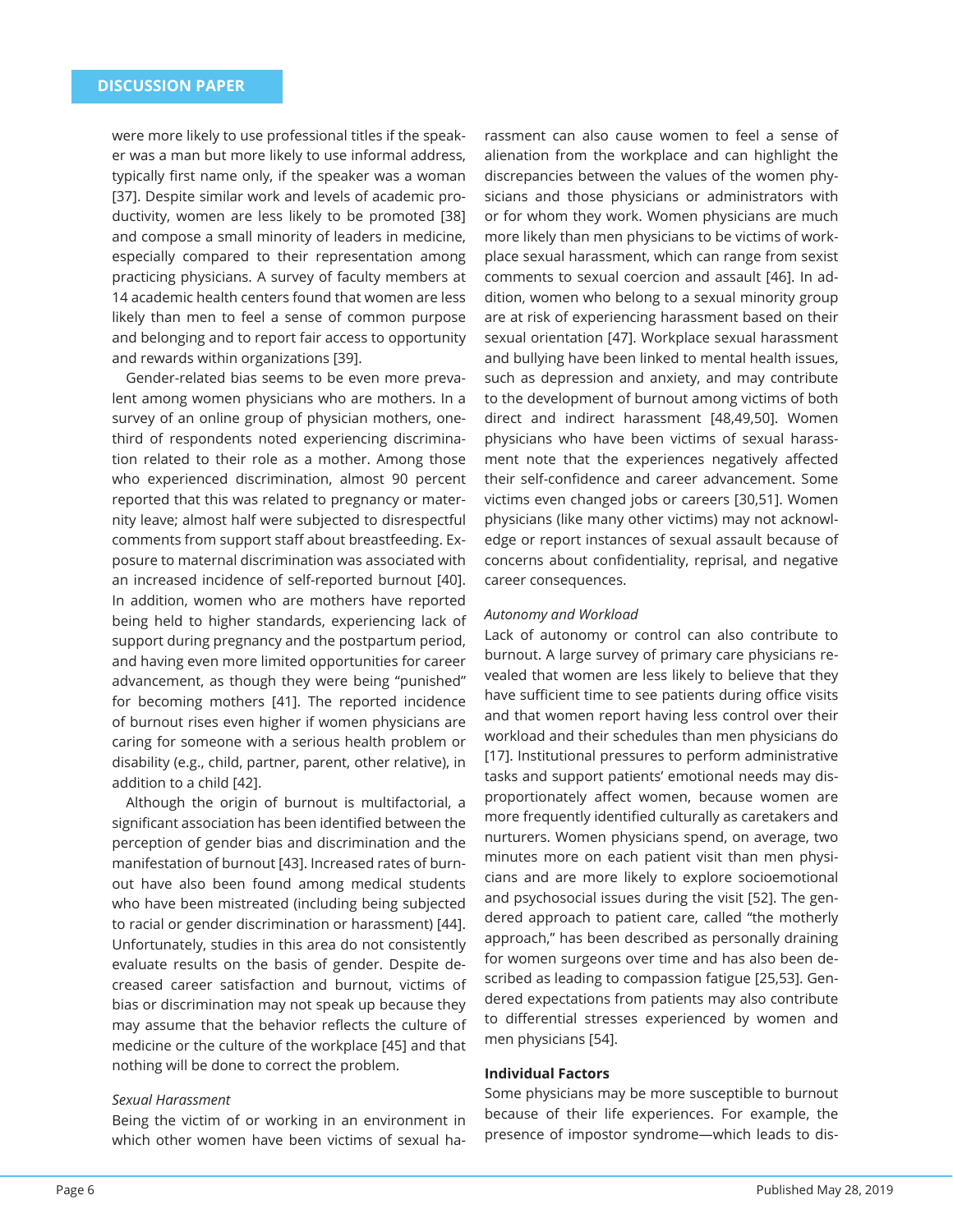were more likely to use professional titles if the speaker was a man but more likely to use informal address, typically first name only, if the speaker was a woman [37]. Despite similar work and levels of academic productivity, women are less likely to be promoted [38] and compose a small minority of leaders in medicine, especially compared to their representation among practicing physicians. A survey of faculty members at 14 academic health centers found that women are less likely than men to feel a sense of common purpose and belonging and to report fair access to opportunity and rewards within organizations [39].

Gender-related bias seems to be even more prevalent among women physicians who are mothers. In a survey of an online group of physician mothers, one-third of respondents noted experiencing discrimination related to their role as a mother. Among those who experienced discrimination, almost 90 percent reported that this was related to pregnancy or maternity leave; almost half were subjected to disrespectful comments from support staff about breastfeeding. Exposure to maternal discrimination was associated with an increased incidence of self-reported burnout [40]. In addition, women who are mothers have reported being held to higher standards, experiencing lack of support during pregnancy and the postpartum period, and having even more limited opportunities for career advancement, as though they were being "punished" for becoming mothers [41]. The reported incidence of burnout rises even higher if women physicians are caring for someone with a serious health problem or disability (e.g., child, partner, parent, other relative), in addition to a child [42].

Although the origin of burnout is multifactorial, a significant association has been identified between the perception of gender bias and discrimination and the manifestation of burnout [43]. Increased rates of burnout have also been found among medical students who have been mistreated (including being subjected to racial or gender discrimination or harassment) [44]. Unfortunately, studies in this area do not consistently evaluate results on the basis of gender. Despite decreased career satisfaction and burnout, victims of bias or discrimination may not speak up because they may assume that the behavior reflects the culture of medicine or the culture of the workplace [45] and that nothing will be done to correct the problem.

*Sexual Harassment*

Being the victim of or working in an environment in which other women have been victims of sexual harassment can also cause women to feel a sense of alienation from the workplace and can highlight the discrepancies between the values of the women physicians and those physicians or administrators with or for whom they work. Women physicians are much more likely than men physicians to be victims of workplace sexual harassment, which can range from sexist comments to sexual coercion and assault [46]. In addition, women who belong to a sexual minority group are at risk of experiencing harassment based on their sexual orientation [47]. Workplace sexual harassment and bullying have been linked to mental health issues, such as depression and anxiety, and may contribute to the development of burnout among victims of both direct and indirect harassment [48,49,50]. Women physicians who have been victims of sexual harassment note that the experiences negatively affected their self-confidence and career advancement. Some victims even changed jobs or careers [30,51]. Women physicians (like many other victims) may not acknowledge or report instances of sexual assault because of concerns about confidentiality, reprisal, and negative career consequences.

*Autonomy and Workload*

Lack of autonomy or control can also contribute to burnout. A large survey of primary care physicians revealed that women are less likely to believe that they have sufficient time to see patients during office visits and that women report having less control over their workload and their schedules than men physicians do [17]. Institutional pressures to perform administrative tasks and support patients' emotional needs may disproportionately affect women, because women are more frequently identified culturally as caretakers and nurturers. Women physicians spend, on average, two minutes more on each patient visit than men physicians and are more likely to explore socioemotional and psychosocial issues during the visit [52]. The gendered approach to patient care, called "the motherly approach," has been described as personally draining for women surgeons over time and has also been described as leading to compassion fatigue [25,53]. Gendered expectations from patients may also contribute to differential stresses experienced by women and men physicians [54].

**Individual Factors**

Some physicians may be more susceptible to burnout because of their life experiences. For example, the presence of impostor syndrome—which leads to dis-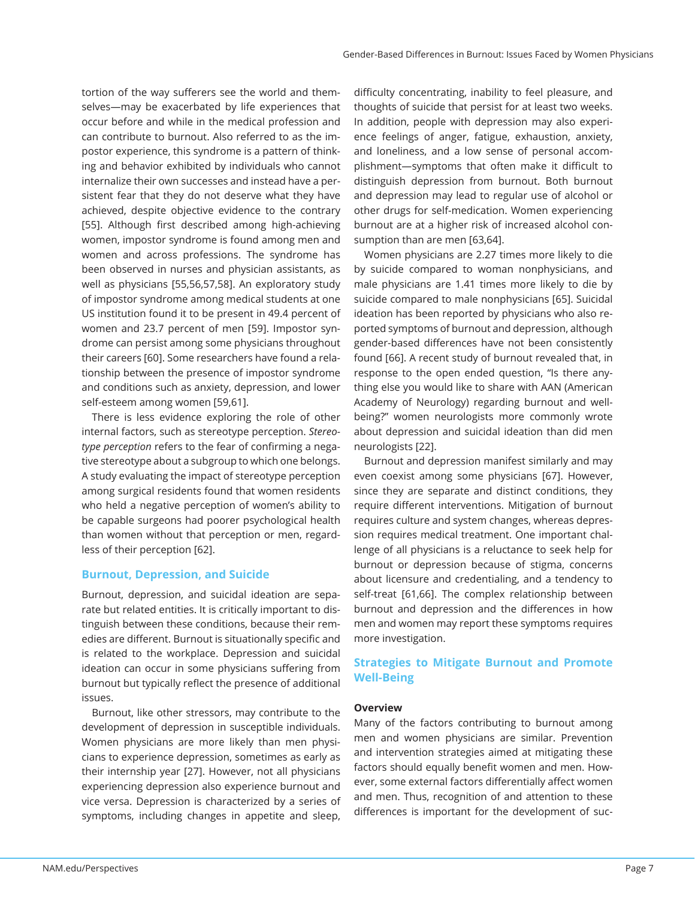tortion of the way sufferers see the world and themselves—may be exacerbated by life experiences that occur before and while in the medical profession and can contribute to burnout. Also referred to as the impostor experience, this syndrome is a pattern of thinking and behavior exhibited by individuals who cannot internalize their own successes and instead have a persistent fear that they do not deserve what they have achieved, despite objective evidence to the contrary [55]. Although first described among high-achieving women, impostor syndrome is found among men and women and across professions. The syndrome has been observed in nurses and physician assistants, as well as physicians [55,56,57,58]. An exploratory study of impostor syndrome among medical students at one US institution found it to be present in 49.4 percent of women and 23.7 percent of men [59]. Impostor syndrome can persist among some physicians throughout their careers [60]. Some researchers have found a relationship between the presence of impostor syndrome and conditions such as anxiety, depression, and lower self-esteem among women [59,61].

There is less evidence exploring the role of other internal factors, such as stereotype perception. *Stereotype perception* refers to the fear of confirming a negative stereotype about a subgroup to which one belongs. A study evaluating the impact of stereotype perception among surgical residents found that women residents who held a negative perception of women's ability to be capable surgeons had poorer psychological health than women without that perception or men, regardless of their perception [62].

### Burnout, Depression, and Suicide

Burnout, depression, and suicidal ideation are separate but related entities. It is critically important to distinguish between these conditions, because their remedies are different. Burnout is situationally specific and is related to the workplace. Depression and suicidal ideation can occur in some physicians suffering from burnout but typically reflect the presence of additional issues.

Burnout, like other stressors, may contribute to the development of depression in susceptible individuals. Women physicians are more likely than men physicians to experience depression, sometimes as early as their internship year [27]. However, not all physicians experiencing depression also experience burnout and vice versa. Depression is characterized by a series of symptoms, including changes in appetite and sleep, difficulty concentrating, inability to feel pleasure, and thoughts of suicide that persist for at least two weeks. In addition, people with depression may also experience feelings of anger, fatigue, exhaustion, anxiety, and loneliness, and a low sense of personal accomplishment—symptoms that often make it difficult to distinguish depression from burnout. Both burnout and depression may lead to regular use of alcohol or other drugs for self-medication. Women experiencing burnout are at a higher risk of increased alcohol consumption than are men [63,64].

Women physicians are 2.27 times more likely to die by suicide compared to woman nonphysicians, and male physicians are 1.41 times more likely to die by suicide compared to male nonphysicians [65]. Suicidal ideation has been reported by physicians who also reported symptoms of burnout and depression, although gender-based differences have not been consistently found [66]. A recent study of burnout revealed that, in response to the open ended question, "Is there anything else you would like to share with AAN (American Academy of Neurology) regarding burnout and well-being?" women neurologists more commonly wrote about depression and suicidal ideation than did men neurologists [22].

Burnout and depression manifest similarly and may even coexist among some physicians [67]. However, since they are separate and distinct conditions, they require different interventions. Mitigation of burnout requires culture and system changes, whereas depression requires medical treatment. One important challenge of all physicians is a reluctance to seek help for burnout or depression because of stigma, concerns about licensure and credentialing, and a tendency to self-treat [61,66]. The complex relationship between burnout and depression and the differences in how men and women may report these symptoms requires more investigation.

## Strategies to Mitigate Burnout and Promote Well-Being

#### Overview

Many of the factors contributing to burnout among men and women physicians are similar. Prevention and intervention strategies aimed at mitigating these factors should equally benefit women and men. However, some external factors differentially affect women and men. Thus, recognition of and attention to these differences is important for the development of suc-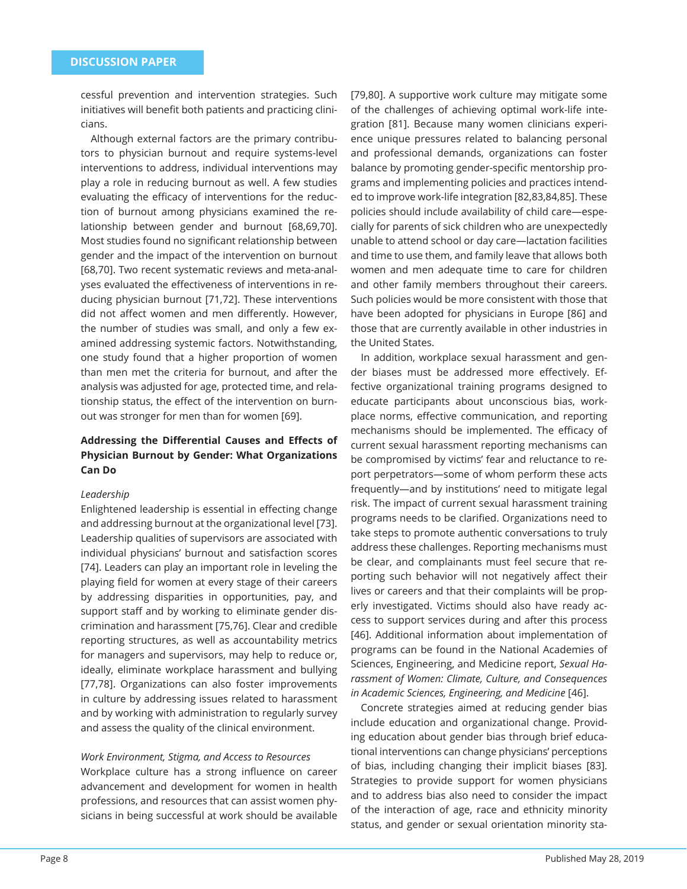cessful prevention and intervention strategies. Such initiatives will benefit both patients and practicing clinicians.

Although external factors are the primary contributors to physician burnout and require systems-level interventions to address, individual interventions may play a role in reducing burnout as well. A few studies evaluating the efficacy of interventions for the reduction of burnout among physicians examined the relationship between gender and burnout [68,69,70]. Most studies found no significant relationship between gender and the impact of the intervention on burnout [68,70]. Two recent systematic reviews and meta-analyses evaluated the effectiveness of interventions in reducing physician burnout [71,72]. These interventions did not affect women and men differently. However, the number of studies was small, and only a few examined addressing systemic factors. Notwithstanding, one study found that a higher proportion of women than men met the criteria for burnout, and after the analysis was adjusted for age, protected time, and relationship status, the effect of the intervention on burnout was stronger for men than for women [69].

## Addressing the Differential Causes and Effects of Physician Burnout by Gender: What Organizations Can Do

### *Leadership*

Enlightened leadership is essential in effecting change and addressing burnout at the organizational level [73]. Leadership qualities of supervisors are associated with individual physicians' burnout and satisfaction scores [74]. Leaders can play an important role in leveling the playing field for women at every stage of their careers by addressing disparities in opportunities, pay, and support staff and by working to eliminate gender discrimination and harassment [75,76]. Clear and credible reporting structures, as well as accountability metrics for managers and supervisors, may help to reduce or, ideally, eliminate workplace harassment and bullying [77,78]. Organizations can also foster improvements in culture by addressing issues related to harassment and by working with administration to regularly survey and assess the quality of the clinical environment.

### *Work Environment, Stigma, and Access to Resources*

Workplace culture has a strong influence on career advancement and development for women in health professions, and resources that can assist women physicians in being successful at work should be available [79,80]. A supportive work culture may mitigate some of the challenges of achieving optimal work-life integration [81]. Because many women clinicians experience unique pressures related to balancing personal and professional demands, organizations can foster balance by promoting gender-specific mentorship programs and implementing policies and practices intended to improve work-life integration [82,83,84,85]. These policies should include availability of child care—especially for parents of sick children who are unexpectedly unable to attend school or day care—lactation facilities and time to use them, and family leave that allows both women and men adequate time to care for children and other family members throughout their careers. Such policies would be more consistent with those that have been adopted for physicians in Europe [86] and those that are currently available in other industries in the United States.

In addition, workplace sexual harassment and gender biases must be addressed more effectively. Effective organizational training programs designed to educate participants about unconscious bias, workplace norms, effective communication, and reporting mechanisms should be implemented. The efficacy of current sexual harassment reporting mechanisms can be compromised by victims' fear and reluctance to report perpetrators—some of whom perform these acts frequently—and by institutions' need to mitigate legal risk. The impact of current sexual harassment training programs needs to be clarified. Organizations need to take steps to promote authentic conversations to truly address these challenges. Reporting mechanisms must be clear, and complainants must feel secure that reporting such behavior will not negatively affect their lives or careers and that their complaints will be properly investigated. Victims should also have ready access to support services during and after this process [46]. Additional information about implementation of programs can be found in the National Academies of Sciences, Engineering, and Medicine report, *Sexual Harassment of Women: Climate, Culture, and Consequences in Academic Sciences, Engineering, and Medicine* [46].

Concrete strategies aimed at reducing gender bias include education and organizational change. Providing education about gender bias through brief educational interventions can change physicians' perceptions of bias, including changing their implicit biases [83]. Strategies to provide support for women physicians and to address bias also need to consider the impact of the interaction of age, race and ethnicity minority status, and gender or sexual orientation minority sta-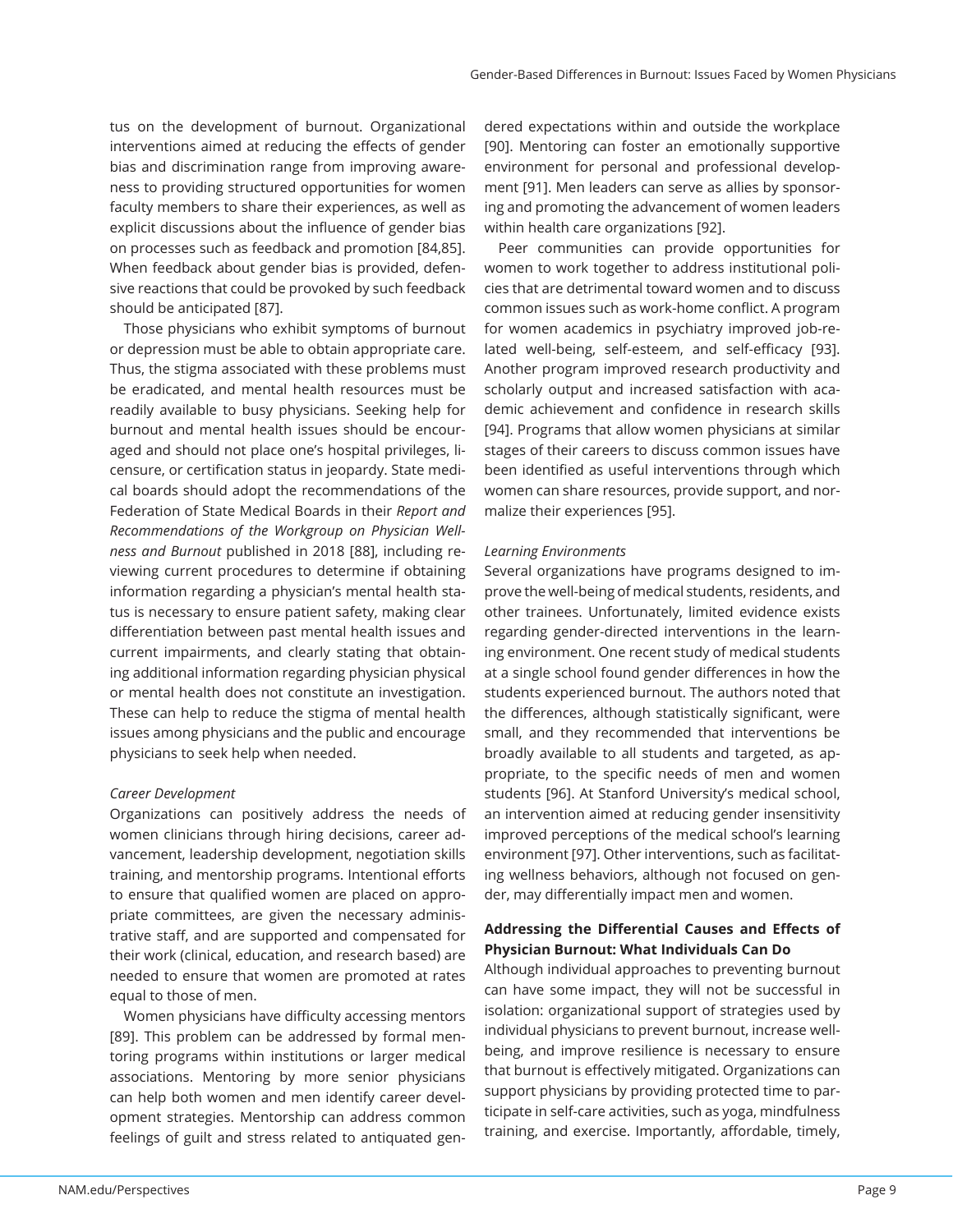tus on the development of burnout. Organizational interventions aimed at reducing the effects of gender bias and discrimination range from improving awareness to providing structured opportunities for women faculty members to share their experiences, as well as explicit discussions about the influence of gender bias on processes such as feedback and promotion [84,85]. When feedback about gender bias is provided, defensive reactions that could be provoked by such feedback should be anticipated [87].

Those physicians who exhibit symptoms of burnout or depression must be able to obtain appropriate care. Thus, the stigma associated with these problems must be eradicated, and mental health resources must be readily available to busy physicians. Seeking help for burnout and mental health issues should be encouraged and should not place one's hospital privileges, licensure, or certification status in jeopardy. State medical boards should adopt the recommendations of the Federation of State Medical Boards in their *Report and Recommendations of the Workgroup on Physician Wellness and Burnout* published in 2018 [88], including reviewing current procedures to determine if obtaining information regarding a physician's mental health status is necessary to ensure patient safety, making clear differentiation between past mental health issues and current impairments, and clearly stating that obtaining additional information regarding physician physical or mental health does not constitute an investigation. These can help to reduce the stigma of mental health issues among physicians and the public and encourage physicians to seek help when needed.

*Career Development*

Organizations can positively address the needs of women clinicians through hiring decisions, career advancement, leadership development, negotiation skills training, and mentorship programs. Intentional efforts to ensure that qualified women are placed on appropriate committees, are given the necessary administrative staff, and are supported and compensated for their work (clinical, education, and research based) are needed to ensure that women are promoted at rates equal to those of men.

Women physicians have difficulty accessing mentors [89]. This problem can be addressed by formal mentoring programs within institutions or larger medical associations. Mentoring by more senior physicians can help both women and men identify career development strategies. Mentorship can address common feelings of guilt and stress related to antiquated gendered expectations within and outside the workplace [90]. Mentoring can foster an emotionally supportive environment for personal and professional development [91]. Men leaders can serve as allies by sponsoring and promoting the advancement of women leaders within health care organizations [92].

Peer communities can provide opportunities for women to work together to address institutional policies that are detrimental toward women and to discuss common issues such as work-home conflict. A program for women academics in psychiatry improved job-related well-being, self-esteem, and self-efficacy [93]. Another program improved research productivity and scholarly output and increased satisfaction with academic achievement and confidence in research skills [94]. Programs that allow women physicians at similar stages of their careers to discuss common issues have been identified as useful interventions through which women can share resources, provide support, and normalize their experiences [95].

*Learning Environments*

Several organizations have programs designed to improve the well-being of medical students, residents, and other trainees. Unfortunately, limited evidence exists regarding gender-directed interventions in the learning environment. One recent study of medical students at a single school found gender differences in how the students experienced burnout. The authors noted that the differences, although statistically significant, were small, and they recommended that interventions be broadly available to all students and targeted, as appropriate, to the specific needs of men and women students [96]. At Stanford University's medical school, an intervention aimed at reducing gender insensitivity improved perceptions of the medical school's learning environment [97]. Other interventions, such as facilitating wellness behaviors, although not focused on gender, may differentially impact men and women.

**Addressing the Differential Causes and Effects of Physician Burnout: What Individuals Can Do**

Although individual approaches to preventing burnout can have some impact, they will not be successful in isolation: organizational support of strategies used by individual physicians to prevent burnout, increase well-being, and improve resilience is necessary to ensure that burnout is effectively mitigated. Organizations can support physicians by providing protected time to participate in self-care activities, such as yoga, mindfulness training, and exercise. Importantly, affordable, timely,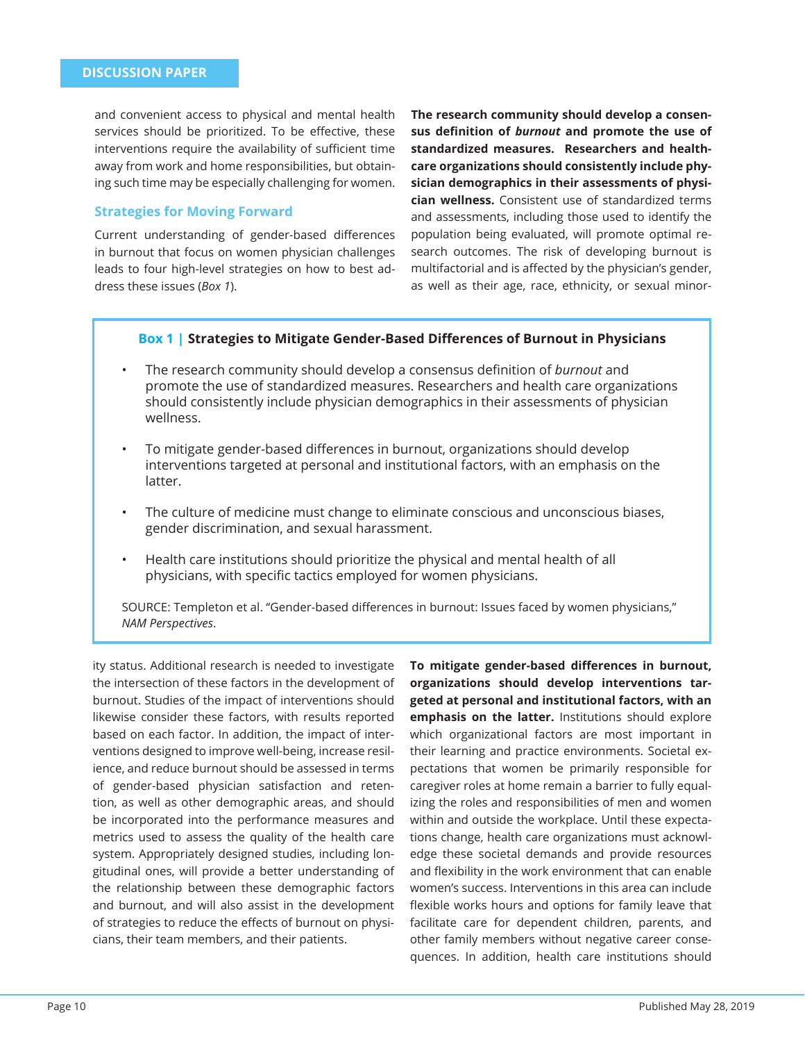and convenient access to physical and mental health services should be prioritized. To be effective, these interventions require the availability of sufficient time away from work and home responsibilities, but obtaining such time may be especially challenging for women.

## Strategies for Moving Forward

Current understanding of gender-based differences in burnout that focus on women physician challenges leads to four high-level strategies on how to best address these issues (*Box 1*).

**The research community should develop a consensus definition of *burnout* and promote the use of standardized measures. Researchers and healthcare organizations should consistently include physician demographics in their assessments of physician wellness.** Consistent use of standardized terms and assessments, including those used to identify the population being evaluated, will promote optimal research outcomes. The risk of developing burnout is multifactorial and is affected by the physician's gender, as well as their age, race, ethnicity, or sexual minority status. Additional research is needed to investigate the intersection of these factors in the development of burnout. Studies of the impact of interventions should likewise consider these factors, with results reported based on each factor. In addition, the impact of interventions designed to improve well-being, increase resilience, and reduce burnout should be assessed in terms of gender-based physician satisfaction and retention, as well as other demographic areas, and should be incorporated into the performance measures and metrics used to assess the quality of the health care system. Appropriately designed studies, including longitudinal ones, will provide a better understanding of the relationship between these demographic factors and burnout, and will also assist in the development of strategies to reduce the effects of burnout on physicians, their team members, and their patients.

> **Box 1 | Strategies to Mitigate Gender-Based Differences of Burnout in Physicians**
>
> - The research community should develop a consensus definition of *burnout* and promote the use of standardized measures. Researchers and health care organizations should consistently include physician demographics in their assessments of physician wellness.
> - To mitigate gender-based differences in burnout, organizations should develop interventions targeted at personal and institutional factors, with an emphasis on the latter.
> - The culture of medicine must change to eliminate conscious and unconscious biases, gender discrimination, and sexual harassment.
> - Health care institutions should prioritize the physical and mental health of all physicians, with specific tactics employed for women physicians.
>
> SOURCE: Templeton et al. "Gender-based differences in burnout: Issues faced by women physicians," *NAM Perspectives*.

**To mitigate gender-based differences in burnout, organizations should develop interventions targeted at personal and institutional factors, with an emphasis on the latter.** Institutions should explore which organizational factors are most important in their learning and practice environments. Societal expectations that women be primarily responsible for caregiver roles at home remain a barrier to fully equalizing the roles and responsibilities of men and women within and outside the workplace. Until these expectations change, health care organizations must acknowledge these societal demands and provide resources and flexibility in the work environment that can enable women's success. Interventions in this area can include flexible works hours and options for family leave that facilitate care for dependent children, parents, and other family members without negative career consequences. In addition, health care institutions should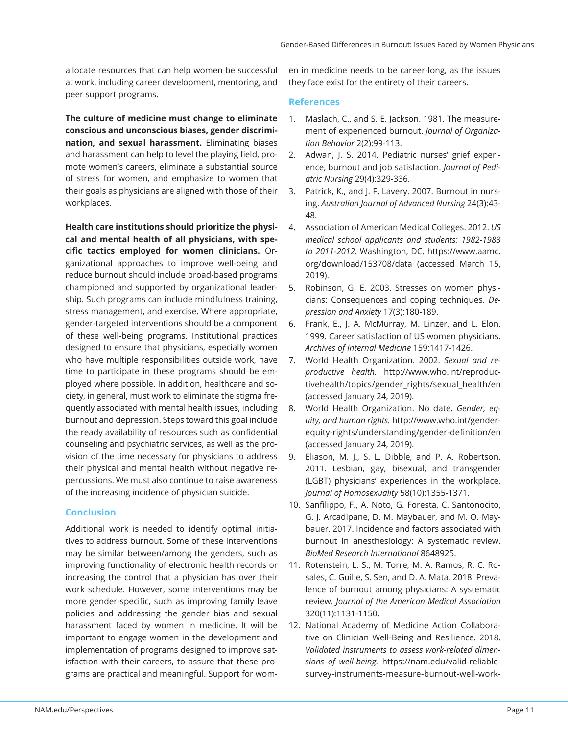allocate resources that can help women be successful at work, including career development, mentoring, and peer support programs.

**The culture of medicine must change to eliminate conscious and unconscious biases, gender discrimination, and sexual harassment.** Eliminating biases and harassment can help to level the playing field, promote women's careers, eliminate a substantial source of stress for women, and emphasize to women that their goals as physicians are aligned with those of their workplaces.

**Health care institutions should prioritize the physical and mental health of all physicians, with specific tactics employed for women clinicians.** Organizational approaches to improve well-being and reduce burnout should include broad-based programs championed and supported by organizational leadership. Such programs can include mindfulness training, stress management, and exercise. Where appropriate, gender-targeted interventions should be a component of these well-being programs. Institutional practices designed to ensure that physicians, especially women who have multiple responsibilities outside work, have time to participate in these programs should be employed where possible. In addition, healthcare and society, in general, must work to eliminate the stigma frequently associated with mental health issues, including burnout and depression. Steps toward this goal include the ready availability of resources such as confidential counseling and psychiatric services, as well as the provision of the time necessary for physicians to address their physical and mental health without negative repercussions. We must also continue to raise awareness of the increasing incidence of physician suicide.

## Conclusion

Additional work is needed to identify optimal initiatives to address burnout. Some of these interventions may be similar between/among the genders, such as improving functionality of electronic health records or increasing the control that a physician has over their work schedule. However, some interventions may be more gender-specific, such as improving family leave policies and addressing the gender bias and sexual harassment faced by women in medicine. It will be important to engage women in the development and implementation of programs designed to improve satisfaction with their careers, to assure that these programs are practical and meaningful. Support for women in medicine needs to be career-long, as the issues they face exist for the entirety of their careers.

## References

1. Maslach, C., and S. E. Jackson. 1981. The measurement of experienced burnout. *Journal of Organization Behavior* 2(2):99-113.
2. Adwan, J. S. 2014. Pediatric nurses' grief experience, burnout and job satisfaction. *Journal of Pediatric Nursing* 29(4):329-336.
3. Patrick, K., and J. F. Lavery. 2007. Burnout in nursing. *Australian Journal of Advanced Nursing* 24(3):43-48.
4. Association of American Medical Colleges. 2012. *US medical school applicants and students: 1982-1983 to 2011-2012.* Washington, DC. https://www.aamc.org/download/153708/data (accessed March 15, 2019).
5. Robinson, G. E. 2003. Stresses on women physicians: Consequences and coping techniques. *Depression and Anxiety* 17(3):180-189.
6. Frank, E., J. A. McMurray, M. Linzer, and L. Elon. 1999. Career satisfaction of US women physicians. *Archives of Internal Medicine* 159:1417-1426.
7. World Health Organization. 2002. *Sexual and reproductive health.* http://www.who.int/reproductivehealth/topics/gender_rights/sexual_health/en (accessed January 24, 2019).
8. World Health Organization. No date. *Gender, equity, and human rights.* http://www.who.int/gender-equity-rights/understanding/gender-definition/en (accessed January 24, 2019).
9. Eliason, M. J., S. L. Dibble, and P. A. Robertson. 2011. Lesbian, gay, bisexual, and transgender (LGBT) physicians' experiences in the workplace. *Journal of Homosexuality* 58(10):1355-1371.
10. Sanfilippo, F., A. Noto, G. Foresta, C. Santonocito, G. J. Arcadipane, D. M. Maybauer, and M. O. Maybauer. 2017. Incidence and factors associated with burnout in anesthesiology: A systematic review. *BioMed Research International* 8648925.
11. Rotenstein, L. S., M. Torre, M. A. Ramos, R. C. Rosales, C. Guille, S. Sen, and D. A. Mata. 2018. Prevalence of burnout among physicians: A systematic review. *Journal of the American Medical Association* 320(11):1131-1150.
12. National Academy of Medicine Action Collaborative on Clinician Well-Being and Resilience. 2018. *Validated instruments to assess work-related dimensions of well-being.* https://nam.edu/valid-reliable-survey-instruments-measure-burnout-well-work-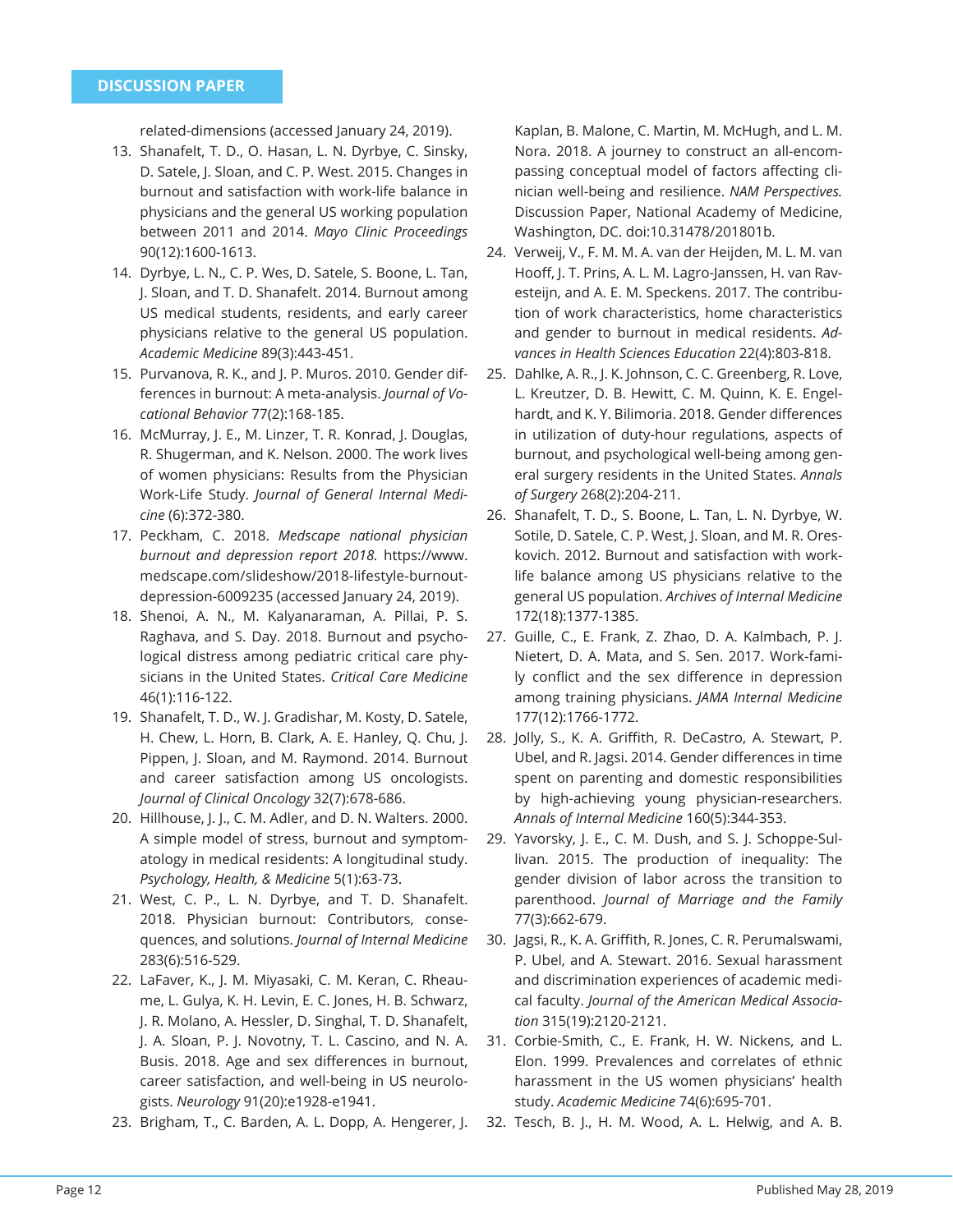related-dimensions (accessed January 24, 2019).

13. Shanafelt, T. D., O. Hasan, L. N. Dyrbye, C. Sinsky, D. Satele, J. Sloan, and C. P. West. 2015. Changes in burnout and satisfaction with work-life balance in physicians and the general US working population between 2011 and 2014. *Mayo Clinic Proceedings* 90(12):1600-1613.
14. Dyrbye, L. N., C. P. Wes, D. Satele, S. Boone, L. Tan, J. Sloan, and T. D. Shanafelt. 2014. Burnout among US medical students, residents, and early career physicians relative to the general US population. *Academic Medicine* 89(3):443-451.
15. Purvanova, R. K., and J. P. Muros. 2010. Gender differences in burnout: A meta-analysis. *Journal of Vocational Behavior* 77(2):168-185.
16. McMurray, J. E., M. Linzer, T. R. Konrad, J. Douglas, R. Shugerman, and K. Nelson. 2000. The work lives of women physicians: Results from the Physician Work-Life Study. *Journal of General Internal Medicine* (6):372-380.
17. Peckham, C. 2018. *Medscape national physician burnout and depression report 2018.* https://www.medscape.com/slideshow/2018-lifestyle-burnout-depression-6009235 (accessed January 24, 2019).
18. Shenoi, A. N., M. Kalyanaraman, A. Pillai, P. S. Raghava, and S. Day. 2018. Burnout and psychological distress among pediatric critical care physicians in the United States. *Critical Care Medicine* 46(1):116-122.
19. Shanafelt, T. D., W. J. Gradishar, M. Kosty, D. Satele, H. Chew, L. Horn, B. Clark, A. E. Hanley, Q. Chu, J. Pippen, J. Sloan, and M. Raymond. 2014. Burnout and career satisfaction among US oncologists. *Journal of Clinical Oncology* 32(7):678-686.
20. Hillhouse, J. J., C. M. Adler, and D. N. Walters. 2000. A simple model of stress, burnout and symptomatology in medical residents: A longitudinal study. *Psychology, Health, & Medicine* 5(1):63-73.
21. West, C. P., L. N. Dyrbye, and T. D. Shanafelt. 2018. Physician burnout: Contributors, consequences, and solutions. *Journal of Internal Medicine* 283(6):516-529.
22. LaFaver, K., J. M. Miyasaki, C. M. Keran, C. Rheaume, L. Gulya, K. H. Levin, E. C. Jones, H. B. Schwarz, J. R. Molano, A. Hessler, D. Singhal, T. D. Shanafelt, J. A. Sloan, P. J. Novotny, T. L. Cascino, and N. A. Busis. 2018. Age and sex differences in burnout, career satisfaction, and well-being in US neurologists. *Neurology* 91(20):e1928-e1941.
23. Brigham, T., C. Barden, A. L. Dopp, A. Hengerer, J. Kaplan, B. Malone, C. Martin, M. McHugh, and L. M. Nora. 2018. A journey to construct an all-encompassing conceptual model of factors affecting clinician well-being and resilience. *NAM Perspectives.* Discussion Paper, National Academy of Medicine, Washington, DC. doi:10.31478/201801b.
24. Verweij, V., F. M. M. A. van der Heijden, M. L. M. van Hooff, J. T. Prins, A. L. M. Lagro-Janssen, H. van Ravesteijn, and A. E. M. Speckens. 2017. The contribution of work characteristics, home characteristics and gender to burnout in medical residents. *Advances in Health Sciences Education* 22(4):803-818.
25. Dahlke, A. R., J. K. Johnson, C. C. Greenberg, R. Love, L. Kreutzer, D. B. Hewitt, C. M. Quinn, K. E. Engelhardt, and K. Y. Bilimoria. 2018. Gender differences in utilization of duty-hour regulations, aspects of burnout, and psychological well-being among general surgery residents in the United States. *Annals of Surgery* 268(2):204-211.
26. Shanafelt, T. D., S. Boone, L. Tan, L. N. Dyrbye, W. Sotile, D. Satele, C. P. West, J. Sloan, and M. R. Oreskovich. 2012. Burnout and satisfaction with work-life balance among US physicians relative to the general US population. *Archives of Internal Medicine* 172(18):1377-1385.
27. Guille, C., E. Frank, Z. Zhao, D. A. Kalmbach, P. J. Nietert, D. A. Mata, and S. Sen. 2017. Work-family conflict and the sex difference in depression among training physicians. *JAMA Internal Medicine* 177(12):1766-1772.
28. Jolly, S., K. A. Griffith, R. DeCastro, A. Stewart, P. Ubel, and R. Jagsi. 2014. Gender differences in time spent on parenting and domestic responsibilities by high-achieving young physician-researchers. *Annals of Internal Medicine* 160(5):344-353.
29. Yavorsky, J. E., C. M. Dush, and S. J. Schoppe-Sullivan. 2015. The production of inequality: The gender division of labor across the transition to parenthood. *Journal of Marriage and the Family* 77(3):662-679.
30. Jagsi, R., K. A. Griffith, R. Jones, C. R. Perumalswami, P. Ubel, and A. Stewart. 2016. Sexual harassment and discrimination experiences of academic medical faculty. *Journal of the American Medical Association* 315(19):2120-2121.
31. Corbie-Smith, C., E. Frank, H. W. Nickens, and L. Elon. 1999. Prevalences and correlates of ethnic harassment in the US women physicians' health study. *Academic Medicine* 74(6):695-701.
32. Tesch, B. J., H. M. Wood, A. L. Helwig, and A. B.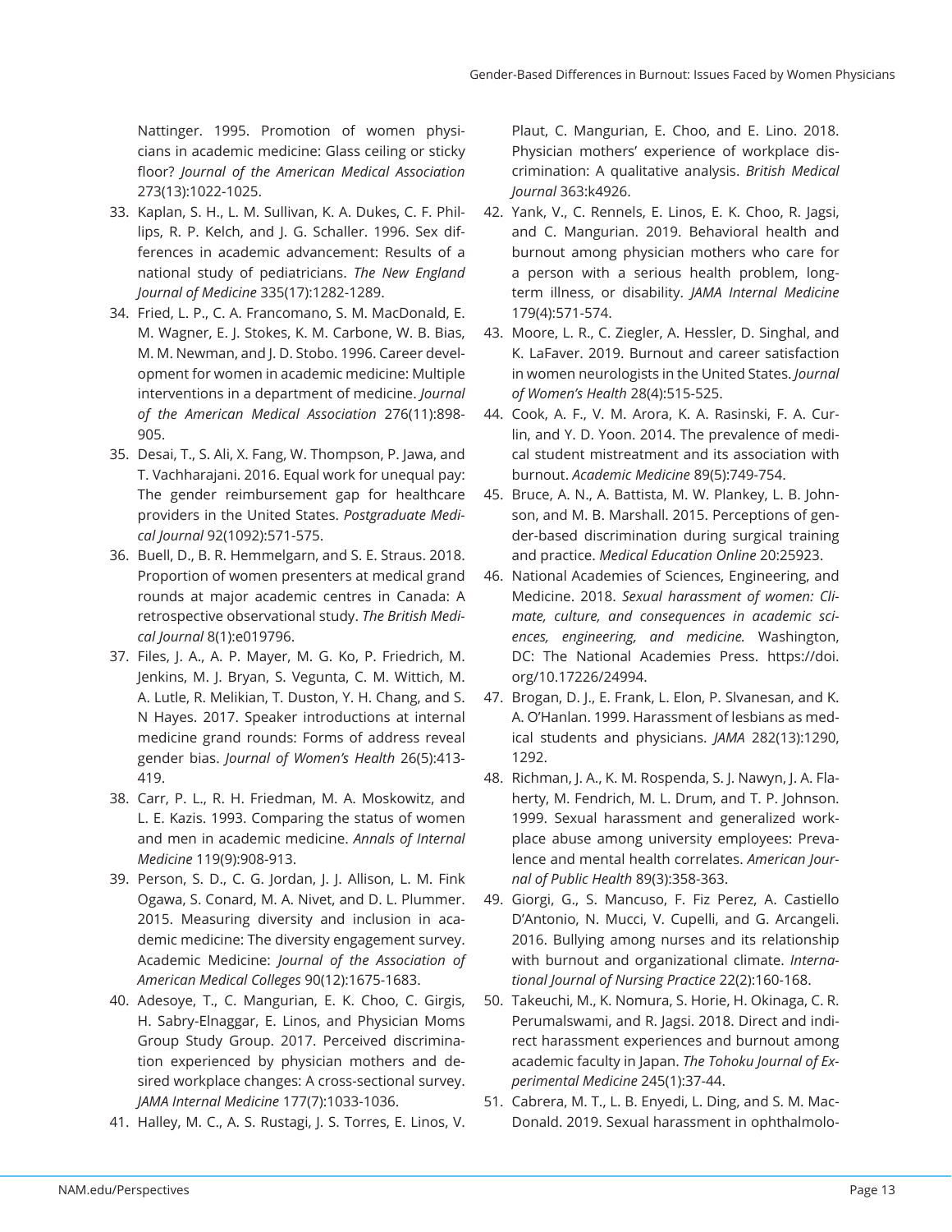Nattinger. 1995. Promotion of women physicians in academic medicine: Glass ceiling or sticky floor? *Journal of the American Medical Association* 273(13):1022-1025.

33. Kaplan, S. H., L. M. Sullivan, K. A. Dukes, C. F. Phillips, R. P. Kelch, and J. G. Schaller. 1996. Sex differences in academic advancement: Results of a national study of pediatricians. *The New England Journal of Medicine* 335(17):1282-1289.
34. Fried, L. P., C. A. Francomano, S. M. MacDonald, E. M. Wagner, E. J. Stokes, K. M. Carbone, W. B. Bias, M. M. Newman, and J. D. Stobo. 1996. Career development for women in academic medicine: Multiple interventions in a department of medicine. *Journal of the American Medical Association* 276(11):898-905.
35. Desai, T., S. Ali, X. Fang, W. Thompson, P. Jawa, and T. Vachharajani. 2016. Equal work for unequal pay: The gender reimbursement gap for healthcare providers in the United States. *Postgraduate Medical Journal* 92(1092):571-575.
36. Buell, D., B. R. Hemmelgarn, and S. E. Straus. 2018. Proportion of women presenters at medical grand rounds at major academic centres in Canada: A retrospective observational study. *The British Medical Journal* 8(1):e019796.
37. Files, J. A., A. P. Mayer, M. G. Ko, P. Friedrich, M. Jenkins, M. J. Bryan, S. Vegunta, C. M. Wittich, M. A. Lutle, R. Melikian, T. Duston, Y. H. Chang, and S. N Hayes. 2017. Speaker introductions at internal medicine grand rounds: Forms of address reveal gender bias. *Journal of Women's Health* 26(5):413-419.
38. Carr, P. L., R. H. Friedman, M. A. Moskowitz, and L. E. Kazis. 1993. Comparing the status of women and men in academic medicine. *Annals of Internal Medicine* 119(9):908-913.
39. Person, S. D., C. G. Jordan, J. J. Allison, L. M. Fink Ogawa, S. Conard, M. A. Nivet, and D. L. Plummer. 2015. Measuring diversity and inclusion in academic medicine: The diversity engagement survey. Academic Medicine: *Journal of the Association of American Medical Colleges* 90(12):1675-1683.
40. Adesoye, T., C. Mangurian, E. K. Choo, C. Girgis, H. Sabry-Elnaggar, E. Linos, and Physician Moms Group Study Group. 2017. Perceived discrimination experienced by physician mothers and desired workplace changes: A cross-sectional survey. *JAMA Internal Medicine* 177(7):1033-1036.
41. Halley, M. C., A. S. Rustagi, J. S. Torres, E. Linos, V. Plaut, C. Mangurian, E. Choo, and E. Lino. 2018. Physician mothers' experience of workplace discrimination: A qualitative analysis. *British Medical Journal* 363:k4926.
42. Yank, V., C. Rennels, E. Linos, E. K. Choo, R. Jagsi, and C. Mangurian. 2019. Behavioral health and burnout among physician mothers who care for a person with a serious health problem, long-term illness, or disability. *JAMA Internal Medicine* 179(4):571-574.
43. Moore, L. R., C. Ziegler, A. Hessler, D. Singhal, and K. LaFaver. 2019. Burnout and career satisfaction in women neurologists in the United States. *Journal of Women's Health* 28(4):515-525.
44. Cook, A. F., V. M. Arora, K. A. Rasinski, F. A. Curlin, and Y. D. Yoon. 2014. The prevalence of medical student mistreatment and its association with burnout. *Academic Medicine* 89(5):749-754.
45. Bruce, A. N., A. Battista, M. W. Plankey, L. B. Johnson, and M. B. Marshall. 2015. Perceptions of gender-based discrimination during surgical training and practice. *Medical Education Online* 20:25923.
46. National Academies of Sciences, Engineering, and Medicine. 2018. *Sexual harassment of women: Climate, culture, and consequences in academic sciences, engineering, and medicine.* Washington, DC: The National Academies Press. https://doi.org/10.17226/24994.
47. Brogan, D. J., E. Frank, L. Elon, P. Slvanesan, and K. A. O'Hanlan. 1999. Harassment of lesbians as medical students and physicians. *JAMA* 282(13):1290, 1292.
48. Richman, J. A., K. M. Rospenda, S. J. Nawyn, J. A. Flaherty, M. Fendrich, M. L. Drum, and T. P. Johnson. 1999. Sexual harassment and generalized workplace abuse among university employees: Prevalence and mental health correlates. *American Journal of Public Health* 89(3):358-363.
49. Giorgi, G., S. Mancuso, F. Fiz Perez, A. Castiello D'Antonio, N. Mucci, V. Cupelli, and G. Arcangeli. 2016. Bullying among nurses and its relationship with burnout and organizational climate. *International Journal of Nursing Practice* 22(2):160-168.
50. Takeuchi, M., K. Nomura, S. Horie, H. Okinaga, C. R. Perumalswami, and R. Jagsi. 2018. Direct and indirect harassment experiences and burnout among academic faculty in Japan. *The Tohoku Journal of Experimental Medicine* 245(1):37-44.
51. Cabrera, M. T., L. B. Enyedi, L. Ding, and S. M. MacDonald. 2019. Sexual harassment in ophthalmolo-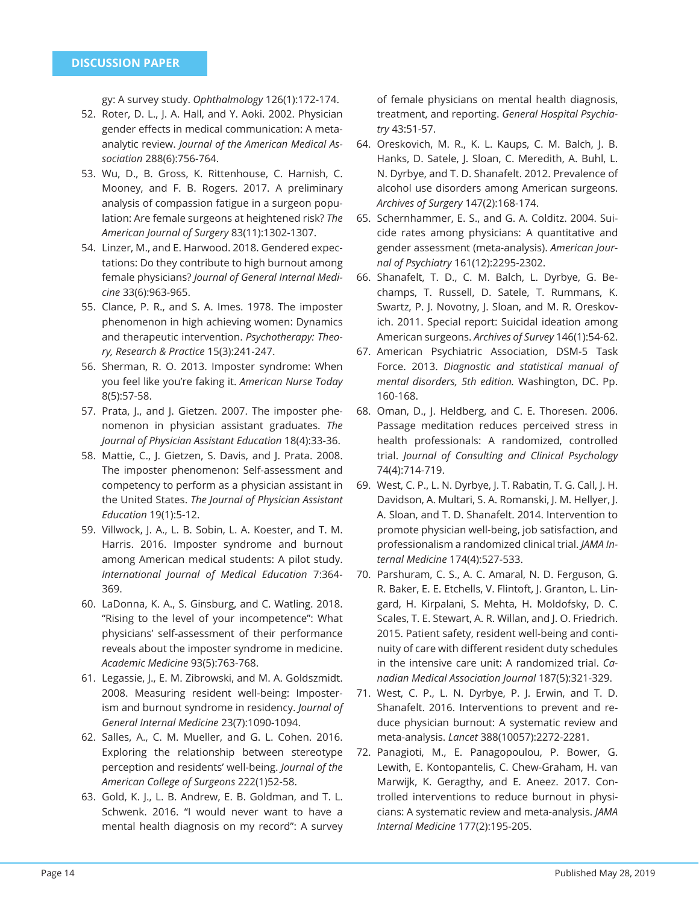gy: A survey study. *Ophthalmology* 126(1):172-174.

52. Roter, D. L., J. A. Hall, and Y. Aoki. 2002. Physician gender effects in medical communication: A meta-analytic review. *Journal of the American Medical Association* 288(6):756-764.
53. Wu, D., B. Gross, K. Rittenhouse, C. Harnish, C. Mooney, and F. B. Rogers. 2017. A preliminary analysis of compassion fatigue in a surgeon population: Are female surgeons at heightened risk? *The American Journal of Surgery* 83(11):1302-1307.
54. Linzer, M., and E. Harwood. 2018. Gendered expectations: Do they contribute to high burnout among female physicians? *Journal of General Internal Medicine* 33(6):963-965.
55. Clance, P. R., and S. A. Imes. 1978. The imposter phenomenon in high achieving women: Dynamics and therapeutic intervention. *Psychotherapy: Theory, Research & Practice* 15(3):241-247.
56. Sherman, R. O. 2013. Imposter syndrome: When you feel like you're faking it. *American Nurse Today* 8(5):57-58.
57. Prata, J., and J. Gietzen. 2007. The imposter phenomenon in physician assistant graduates. *The Journal of Physician Assistant Education* 18(4):33-36.
58. Mattie, C., J. Gietzen, S. Davis, and J. Prata. 2008. The imposter phenomenon: Self-assessment and competency to perform as a physician assistant in the United States. *The Journal of Physician Assistant Education* 19(1):5-12.
59. Villwock, J. A., L. B. Sobin, L. A. Koester, and T. M. Harris. 2016. Imposter syndrome and burnout among American medical students: A pilot study. *International Journal of Medical Education* 7:364-369.
60. LaDonna, K. A., S. Ginsburg, and C. Watling. 2018. "Rising to the level of your incompetence": What physicians' self-assessment of their performance reveals about the imposter syndrome in medicine. *Academic Medicine* 93(5):763-768.
61. Legassie, J., E. M. Zibrowski, and M. A. Goldszmidt. 2008. Measuring resident well-being: Imposterism and burnout syndrome in residency. *Journal of General Internal Medicine* 23(7):1090-1094.
62. Salles, A., C. M. Mueller, and G. L. Cohen. 2016. Exploring the relationship between stereotype perception and residents' well-being. *Journal of the American College of Surgeons* 222(1)52-58.
63. Gold, K. J., L. B. Andrew, E. B. Goldman, and T. L. Schwenk. 2016. "I would never want to have a mental health diagnosis on my record": A survey of female physicians on mental health diagnosis, treatment, and reporting. *General Hospital Psychiatry* 43:51-57.
64. Oreskovich, M. R., K. L. Kaups, C. M. Balch, J. B. Hanks, D. Satele, J. Sloan, C. Meredith, A. Buhl, L. N. Dyrbye, and T. D. Shanafelt. 2012. Prevalence of alcohol use disorders among American surgeons. *Archives of Surgery* 147(2):168-174.
65. Schernhammer, E. S., and G. A. Colditz. 2004. Suicide rates among physicians: A quantitative and gender assessment (meta-analysis). *American Journal of Psychiatry* 161(12):2295-2302.
66. Shanafelt, T. D., C. M. Balch, L. Dyrbye, G. Bechamps, T. Russell, D. Satele, T. Rummans, K. Swartz, P. J. Novotny, J. Sloan, and M. R. Oreskovich. 2011. Special report: Suicidal ideation among American surgeons. *Archives of Survey* 146(1):54-62.
67. American Psychiatric Association, DSM-5 Task Force. 2013. *Diagnostic and statistical manual of mental disorders, 5th edition.* Washington, DC. Pp. 160-168.
68. Oman, D., J. Heldberg, and C. E. Thoresen. 2006. Passage meditation reduces perceived stress in health professionals: A randomized, controlled trial. *Journal of Consulting and Clinical Psychology* 74(4):714-719.
69. West, C. P., L. N. Dyrbye, J. T. Rabatin, T. G. Call, J. H. Davidson, A. Multari, S. A. Romanski, J. M. Hellyer, J. A. Sloan, and T. D. Shanafelt. 2014. Intervention to promote physician well-being, job satisfaction, and professionalism a randomized clinical trial. *JAMA Internal Medicine* 174(4):527-533.
70. Parshuram, C. S., A. C. Amaral, N. D. Ferguson, G. R. Baker, E. E. Etchells, V. Flintoft, J. Granton, L. Lingard, H. Kirpalani, S. Mehta, H. Moldofsky, D. C. Scales, T. E. Stewart, A. R. Willan, and J. O. Friedrich. 2015. Patient safety, resident well-being and continuity of care with different resident duty schedules in the intensive care unit: A randomized trial. *Canadian Medical Association Journal* 187(5):321-329.
71. West, C. P., L. N. Dyrbye, P. J. Erwin, and T. D. Shanafelt. 2016. Interventions to prevent and reduce physician burnout: A systematic review and meta-analysis. *Lancet* 388(10057):2272-2281.
72. Panagioti, M., E. Panagopoulou, P. Bower, G. Lewith, E. Kontopantelis, C. Chew-Graham, H. van Marwijk, K. Geragthy, and E. Aneez. 2017. Controlled interventions to reduce burnout in physicians: A systematic review and meta-analysis. *JAMA Internal Medicine* 177(2):195-205.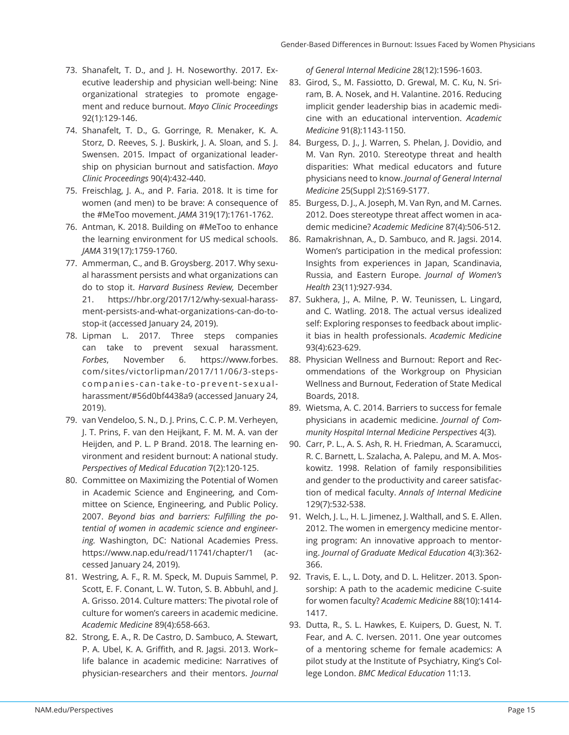73. Shanafelt, T. D., and J. H. Noseworthy. 2017. Executive leadership and physician well-being: Nine organizational strategies to promote engagement and reduce burnout. *Mayo Clinic Proceedings* 92(1):129-146.
74. Shanafelt, T. D., G. Gorringe, R. Menaker, K. A. Storz, D. Reeves, S. J. Buskirk, J. A. Sloan, and S. J. Swensen. 2015. Impact of organizational leadership on physician burnout and satisfaction. *Mayo Clinic Proceedings* 90(4):432-440.
75. Freischlag, J. A., and P. Faria. 2018. It is time for women (and men) to be brave: A consequence of the #MeToo movement. *JAMA* 319(17):1761-1762.
76. Antman, K. 2018. Building on #MeToo to enhance the learning environment for US medical schools. *JAMA* 319(17):1759-1760.
77. Ammerman, C., and B. Groysberg. 2017. Why sexual harassment persists and what organizations can do to stop it. *Harvard Business Review,* December 21. https://hbr.org/2017/12/why-sexual-harassment-persists-and-what-organizations-can-do-to-stop-it (accessed January 24, 2019).
78. Lipman L. 2017. Three steps companies can take to prevent sexual harassment. *Forbes*, November 6. https://www.forbes.com/sites/victorlipman/2017/11/06/3-steps-companies-can-take-to-prevent-sexual-harassment/#56d0bf4438a9 (accessed January 24, 2019).
79. van Vendeloo, S. N., D. J. Prins, C. C. P. M. Verheyen, J. T. Prins, F. van den Heijkant, F. M. M. A. van der Heijden, and P. L. P Brand. 2018. The learning environment and resident burnout: A national study. *Perspectives of Medical Education* 7(2):120-125.
80. Committee on Maximizing the Potential of Women in Academic Science and Engineering, and Committee on Science, Engineering, and Public Policy. 2007. *Beyond bias and barriers: Fulfilling the potential of women in academic science and engineering.* Washington, DC: National Academies Press. https://www.nap.edu/read/11741/chapter/1 (accessed January 24, 2019).
81. Westring, A. F., R. M. Speck, M. Dupuis Sammel, P. Scott, E. F. Conant, L. W. Tuton, S. B. Abbuhl, and J. A. Grisso. 2014. Culture matters: The pivotal role of culture for women's careers in academic medicine. *Academic Medicine* 89(4):658-663.
82. Strong, E. A., R. De Castro, D. Sambuco, A. Stewart, P. A. Ubel, K. A. Griffith, and R. Jagsi. 2013. Work–life balance in academic medicine: Narratives of physician-researchers and their mentors. *Journal of General Internal Medicine* 28(12):1596-1603.
83. Girod, S., M. Fassiotto, D. Grewal, M. C. Ku, N. Sriram, B. A. Nosek, and H. Valantine. 2016. Reducing implicit gender leadership bias in academic medicine with an educational intervention. *Academic Medicine* 91(8):1143-1150.
84. Burgess, D. J., J. Warren, S. Phelan, J. Dovidio, and M. Van Ryn. 2010. Stereotype threat and health disparities: What medical educators and future physicians need to know. *Journal of General Internal Medicine* 25(Suppl 2):S169-S177.
85. Burgess, D. J., A. Joseph, M. Van Ryn, and M. Carnes. 2012. Does stereotype threat affect women in academic medicine? *Academic Medicine* 87(4):506-512.
86. Ramakrishnan, A., D. Sambuco, and R. Jagsi. 2014. Women's participation in the medical profession: Insights from experiences in Japan, Scandinavia, Russia, and Eastern Europe. *Journal of Women's Health* 23(11):927-934.
87. Sukhera, J., A. Milne, P. W. Teunissen, L. Lingard, and C. Watling. 2018. The actual versus idealized self: Exploring responses to feedback about implicit bias in health professionals. *Academic Medicine* 93(4):623-629.
88. Physician Wellness and Burnout: Report and Recommendations of the Workgroup on Physician Wellness and Burnout, Federation of State Medical Boards, 2018.
89. Wietsma, A. C. 2014. Barriers to success for female physicians in academic medicine. *Journal of Community Hospital Internal Medicine Perspectives* 4(3).
90. Carr, P. L., A. S. Ash, R. H. Friedman, A. Scaramucci, R. C. Barnett, L. Szalacha, A. Palepu, and M. A. Moskowitz. 1998. Relation of family responsibilities and gender to the productivity and career satisfaction of medical faculty. *Annals of Internal Medicine* 129(7):532-538.
91. Welch, J. L., H. L. Jimenez, J. Walthall, and S. E. Allen. 2012. The women in emergency medicine mentoring program: An innovative approach to mentoring. *Journal of Graduate Medical Education* 4(3):362-366.
92. Travis, E. L., L. Doty, and D. L. Helitzer. 2013. Sponsorship: A path to the academic medicine C-suite for women faculty? *Academic Medicine* 88(10):1414-1417.
93. Dutta, R., S. L. Hawkes, E. Kuipers, D. Guest, N. T. Fear, and A. C. Iversen. 2011. One year outcomes of a mentoring scheme for female academics: A pilot study at the Institute of Psychiatry, King's College London. *BMC Medical Education* 11:13.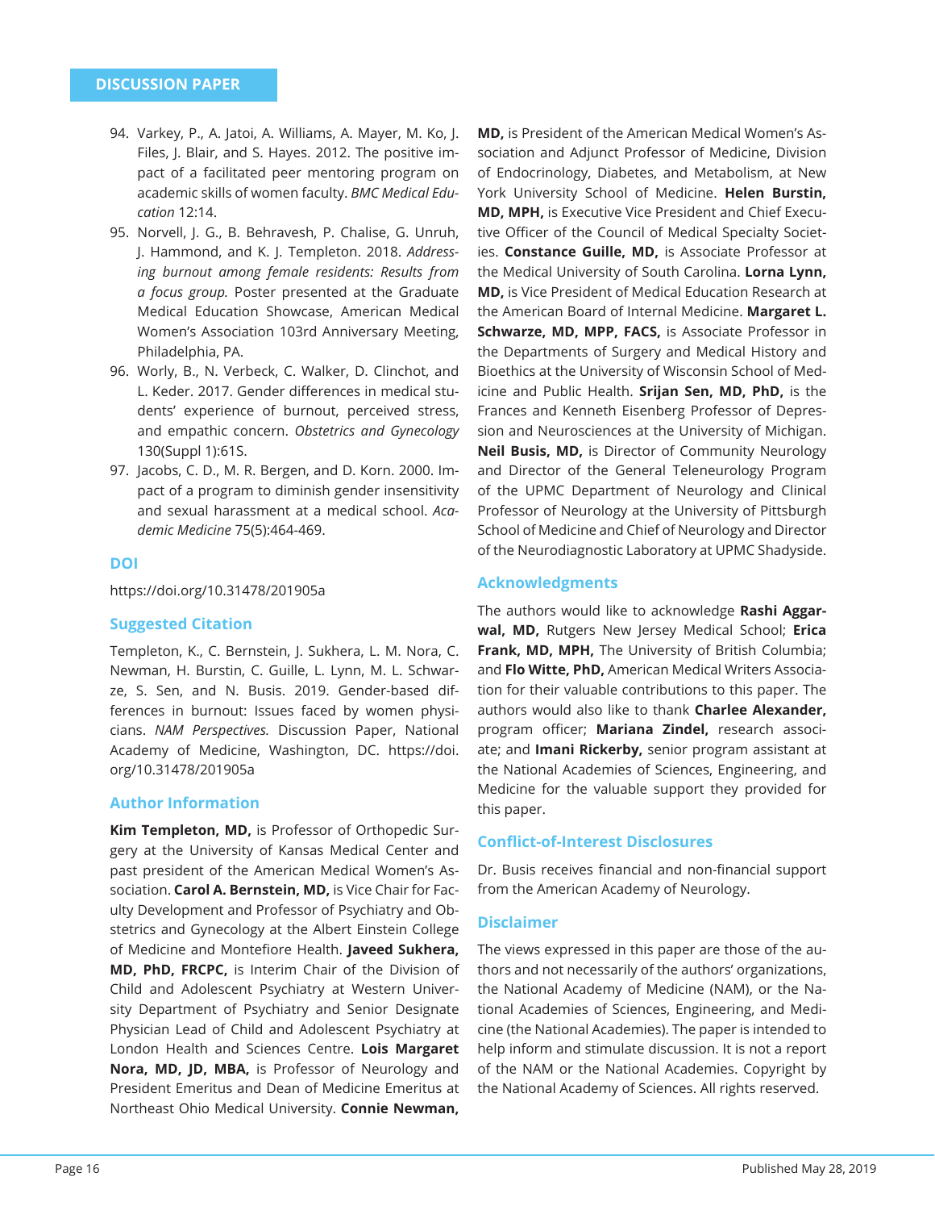94. Varkey, P., A. Jatoi, A. Williams, A. Mayer, M. Ko, J. Files, J. Blair, and S. Hayes. 2012. The positive impact of a facilitated peer mentoring program on academic skills of women faculty. *BMC Medical Education* 12:14.
95. Norvell, J. G., B. Behravesh, P. Chalise, G. Unruh, J. Hammond, and K. J. Templeton. 2018. *Addressing burnout among female residents: Results from a focus group.* Poster presented at the Graduate Medical Education Showcase, American Medical Women's Association 103rd Anniversary Meeting, Philadelphia, PA.
96. Worly, B., N. Verbeck, C. Walker, D. Clinchot, and L. Keder. 2017. Gender differences in medical students' experience of burnout, perceived stress, and empathic concern. *Obstetrics and Gynecology* 130(Suppl 1):61S.
97. Jacobs, C. D., M. R. Bergen, and D. Korn. 2000. Impact of a program to diminish gender insensitivity and sexual harassment at a medical school. *Academic Medicine* 75(5):464-469.

## DOI

https://doi.org/10.31478/201905a

## Suggested Citation

Templeton, K., C. Bernstein, J. Sukhera, L. M. Nora, C. Newman, H. Burstin, C. Guille, L. Lynn, M. L. Schwarze, S. Sen, and N. Busis. 2019. Gender-based differences in burnout: Issues faced by women physicians. *NAM Perspectives.* Discussion Paper, National Academy of Medicine, Washington, DC. https://doi.org/10.31478/201905a

## Author Information

**Kim Templeton, MD,** is Professor of Orthopedic Surgery at the University of Kansas Medical Center and past president of the American Medical Women's Association. **Carol A. Bernstein, MD,** is Vice Chair for Faculty Development and Professor of Psychiatry and Obstetrics and Gynecology at the Albert Einstein College of Medicine and Montefiore Health. **Javeed Sukhera, MD, PhD, FRCPC,** is Interim Chair of the Division of Child and Adolescent Psychiatry at Western University Department of Psychiatry and Senior Designate Physician Lead of Child and Adolescent Psychiatry at London Health and Sciences Centre. **Lois Margaret Nora, MD, JD, MBA,** is Professor of Neurology and President Emeritus and Dean of Medicine Emeritus at Northeast Ohio Medical University. **Connie Newman, MD,** is President of the American Medical Women's Association and Adjunct Professor of Medicine, Division of Endocrinology, Diabetes, and Metabolism, at New York University School of Medicine. **Helen Burstin, MD, MPH,** is Executive Vice President and Chief Executive Officer of the Council of Medical Specialty Societies. **Constance Guille, MD,** is Associate Professor at the Medical University of South Carolina. **Lorna Lynn, MD,** is Vice President of Medical Education Research at the American Board of Internal Medicine. **Margaret L. Schwarze, MD, MPP, FACS,** is Associate Professor in the Departments of Surgery and Medical History and Bioethics at the University of Wisconsin School of Medicine and Public Health. **Srijan Sen, MD, PhD,** is the Frances and Kenneth Eisenberg Professor of Depression and Neurosciences at the University of Michigan. **Neil Busis, MD,** is Director of Community Neurology and Director of the General Teleneurology Program of the UPMC Department of Neurology and Clinical Professor of Neurology at the University of Pittsburgh School of Medicine and Chief of Neurology and Director of the Neurodiagnostic Laboratory at UPMC Shadyside.

## Acknowledgments

The authors would like to acknowledge **Rashi Aggarwal, MD,** Rutgers New Jersey Medical School; **Erica Frank, MD, MPH,** The University of British Columbia; and **Flo Witte, PhD,** American Medical Writers Association for their valuable contributions to this paper. The authors would also like to thank **Charlee Alexander,** program officer; **Mariana Zindel,** research associate; and **Imani Rickerby,** senior program assistant at the National Academies of Sciences, Engineering, and Medicine for the valuable support they provided for this paper.

## Conflict-of-Interest Disclosures

Dr. Busis receives financial and non-financial support from the American Academy of Neurology.

## Disclaimer

The views expressed in this paper are those of the authors and not necessarily of the authors' organizations, the National Academy of Medicine (NAM), or the National Academies of Sciences, Engineering, and Medicine (the National Academies). The paper is intended to help inform and stimulate discussion. It is not a report of the NAM or the National Academies. Copyright by the National Academy of Sciences. All rights reserved.